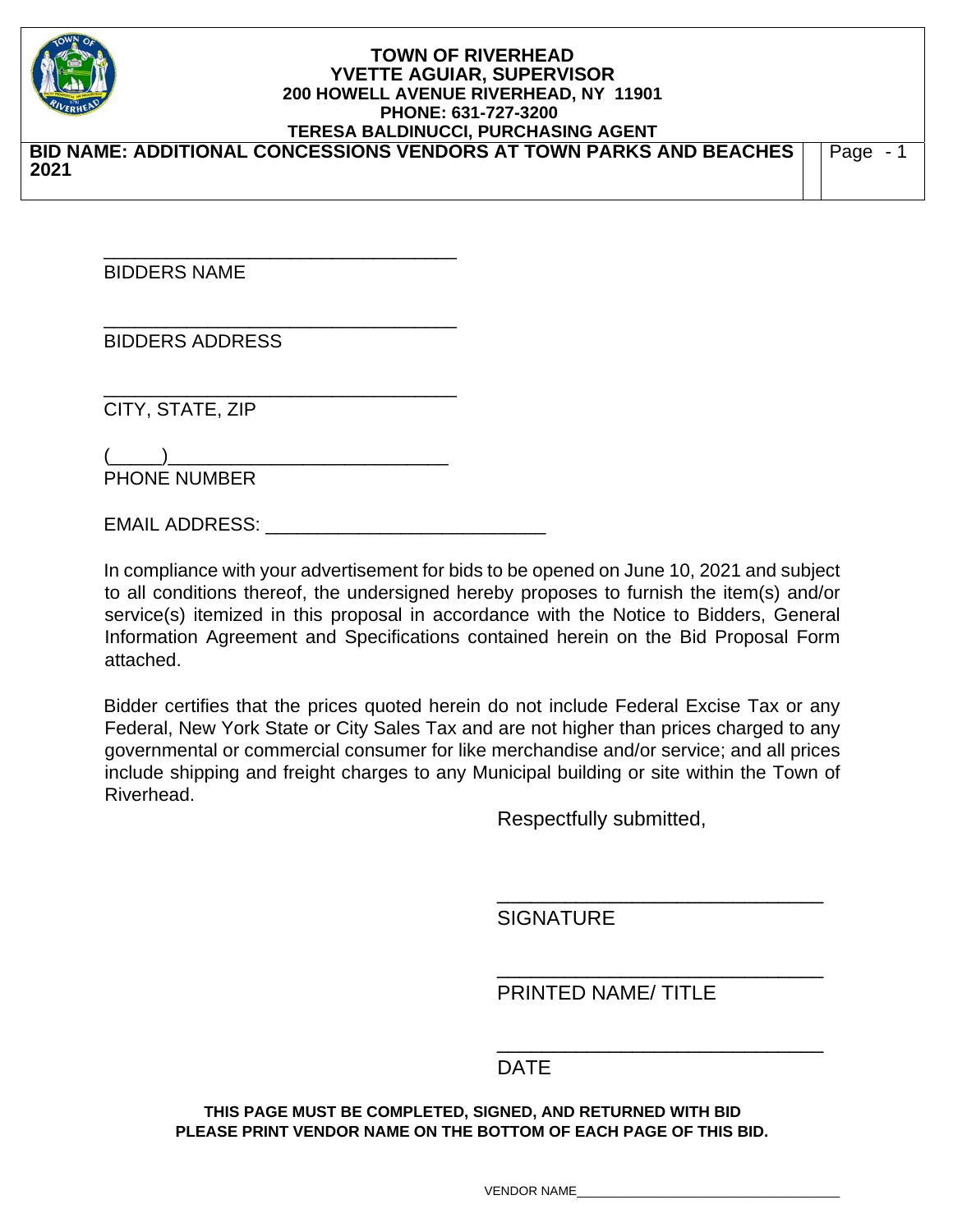**TOWN OF RIVERHEAD**
**YVETTE AGUIAR, SUPERVISOR**
**200 HOWELL AVENUE RIVERHEAD, NY 11901**
**PHONE: 631-727-3200**
**TERESA BALDINUCCI, PURCHASING AGENT**

**BID NAME: ADDITIONAL CONCESSIONS VENDORS AT TOWN PARKS AND BEACHES 2021**

___________________________________
BIDDERS NAME

___________________________________
BIDDERS ADDRESS

___________________________________
CITY, STATE, ZIP

(_____)___________________________
PHONE NUMBER

EMAIL ADDRESS: ___________________________

In compliance with your advertisement for bids to be opened on June 10, 2021 and subject to all conditions thereof, the undersigned hereby proposes to furnish the item(s) and/or service(s) itemized in this proposal in accordance with the Notice to Bidders, General Information Agreement and Specifications contained herein on the Bid Proposal Form attached.

Bidder certifies that the prices quoted herein do not include Federal Excise Tax or any Federal, New York State or City Sales Tax and are not higher than prices charged to any governmental or commercial consumer for like merchandise and/or service; and all prices include shipping and freight charges to any Municipal building or site within the Town of Riverhead.

Respectfully submitted,

______________________________
SIGNATURE

______________________________
PRINTED NAME/ TITLE

______________________________
DATE

**THIS PAGE MUST BE COMPLETED, SIGNED, AND RETURNED WITH BID**
**PLEASE PRINT VENDOR NAME ON THE BOTTOM OF EACH PAGE OF THIS BID.**

VENDOR NAME____________________________________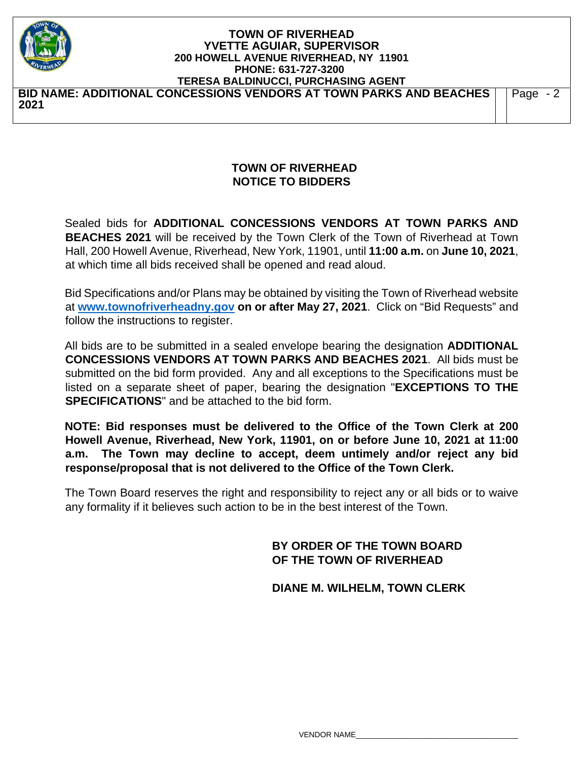# TOWN OF RIVERHEAD
# NOTICE TO BIDDERS

Sealed bids for **ADDITIONAL CONCESSIONS VENDORS AT TOWN PARKS AND BEACHES 2021** will be received by the Town Clerk of the Town of Riverhead at Town Hall, 200 Howell Avenue, Riverhead, New York, 11901, until **11:00 a.m.** on **June 10, 2021**, at which time all bids received shall be opened and read aloud.

Bid Specifications and/or Plans may be obtained by visiting the Town of Riverhead website at **www.townofriverheadny.gov on or after May 27, 2021**. Click on "Bid Requests" and follow the instructions to register.

All bids are to be submitted in a sealed envelope bearing the designation **ADDITIONAL CONCESSIONS VENDORS AT TOWN PARKS AND BEACHES 2021**. All bids must be submitted on the bid form provided. Any and all exceptions to the Specifications must be listed on a separate sheet of paper, bearing the designation "**EXCEPTIONS TO THE SPECIFICATIONS**" and be attached to the bid form.

**NOTE: Bid responses must be delivered to the Office of the Town Clerk at 200 Howell Avenue, Riverhead, New York, 11901, on or before June 10, 2021 at 11:00 a.m. The Town may decline to accept, deem untimely and/or reject any bid response/proposal that is not delivered to the Office of the Town Clerk.**

The Town Board reserves the right and responsibility to reject any or all bids or to waive any formality if it believes such action to be in the best interest of the Town.

**BY ORDER OF THE TOWN BOARD**
**OF THE TOWN OF RIVERHEAD**

**DIANE M. WILHELM, TOWN CLERK**

VENDOR NAME____________________________________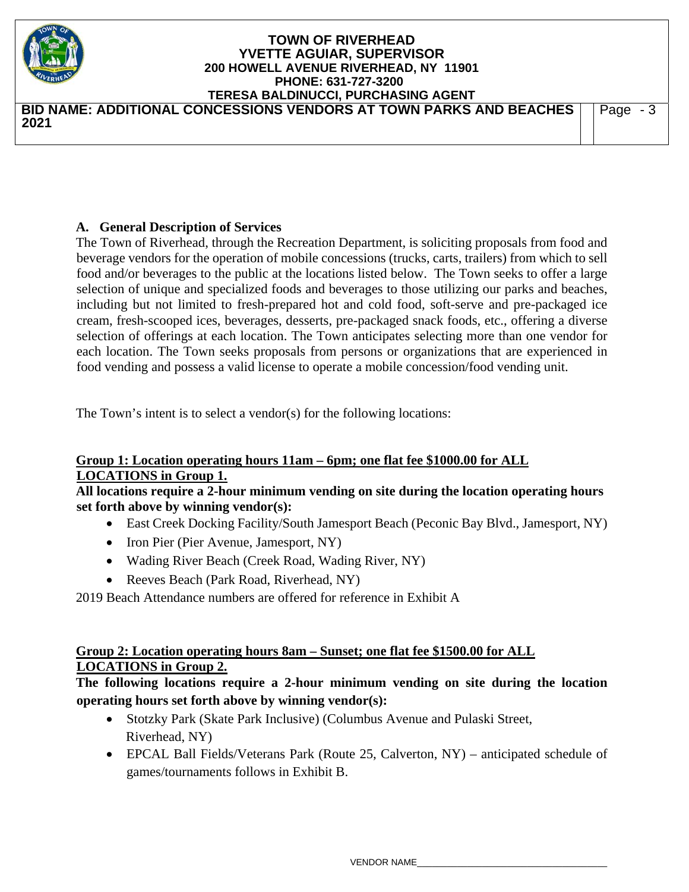**A. General Description of Services**

The Town of Riverhead, through the Recreation Department, is soliciting proposals from food and beverage vendors for the operation of mobile concessions (trucks, carts, trailers) from which to sell food and/or beverages to the public at the locations listed below. The Town seeks to offer a large selection of unique and specialized foods and beverages to those utilizing our parks and beaches, including but not limited to fresh-prepared hot and cold food, soft-serve and pre-packaged ice cream, fresh-scooped ices, beverages, desserts, pre-packaged snack foods, etc., offering a diverse selection of offerings at each location. The Town anticipates selecting more than one vendor for each location. The Town seeks proposals from persons or organizations that are experienced in food vending and possess a valid license to operate a mobile concession/food vending unit.

The Town's intent is to select a vendor(s) for the following locations:

**Group 1: Location operating hours 11am – 6pm; one flat fee $1000.00 for ALL LOCATIONS in Group 1.**

**All locations require a 2-hour minimum vending on site during the location operating hours set forth above by winning vendor(s):**

- East Creek Docking Facility/South Jamesport Beach (Peconic Bay Blvd., Jamesport, NY)
- Iron Pier (Pier Avenue, Jamesport, NY)
- Wading River Beach (Creek Road, Wading River, NY)
- Reeves Beach (Park Road, Riverhead, NY)

2019 Beach Attendance numbers are offered for reference in Exhibit A

**Group 2: Location operating hours 8am – Sunset; one flat fee $1500.00 for ALL LOCATIONS in Group 2.**

**The following locations require a 2-hour minimum vending on site during the location operating hours set forth above by winning vendor(s):**

- Stotzky Park (Skate Park Inclusive) (Columbus Avenue and Pulaski Street, Riverhead, NY)
- EPCAL Ball Fields/Veterans Park (Route 25, Calverton, NY) – anticipated schedule of games/tournaments follows in Exhibit B.

VENDOR NAME_________________________________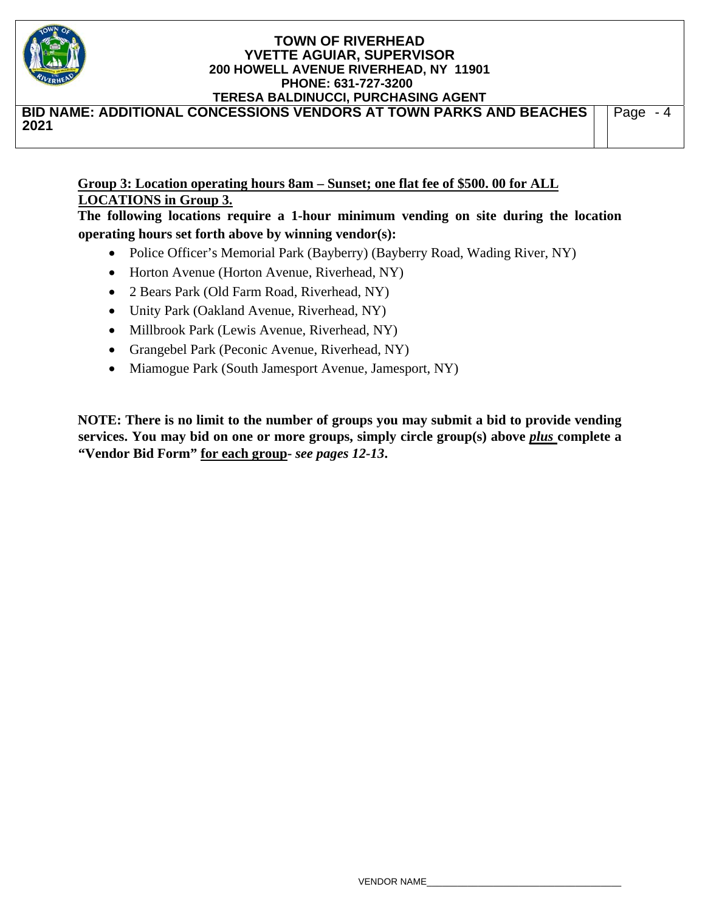**Group 3: Location operating hours 8am – Sunset; one flat fee of $500. 00 for ALL LOCATIONS in Group 3.**

**The following locations require a 1-hour minimum vending on site during the location operating hours set forth above by winning vendor(s):**

- Police Officer's Memorial Park (Bayberry) (Bayberry Road, Wading River, NY)
- Horton Avenue (Horton Avenue, Riverhead, NY)
- 2 Bears Park (Old Farm Road, Riverhead, NY)
- Unity Park (Oakland Avenue, Riverhead, NY)
- Millbrook Park (Lewis Avenue, Riverhead, NY)
- Grangebel Park (Peconic Avenue, Riverhead, NY)
- Miamogue Park (South Jamesport Avenue, Jamesport, NY)

**NOTE: There is no limit to the number of groups you may submit a bid to provide vending services. You may bid on one or more groups, simply circle group(s) above *plus* complete a "Vendor Bid Form" for each group- *see pages 12-13*.**

VENDOR NAME_______________________________________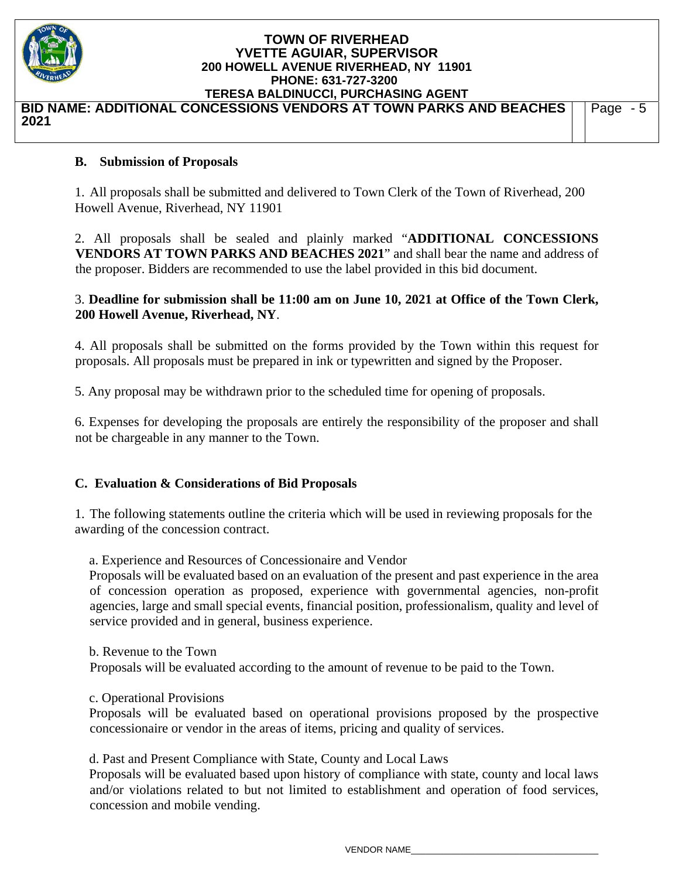### B. Submission of Proposals

1. All proposals shall be submitted and delivered to Town Clerk of the Town of Riverhead, 200 Howell Avenue, Riverhead, NY 11901

2. All proposals shall be sealed and plainly marked "**ADDITIONAL CONCESSIONS VENDORS AT TOWN PARKS AND BEACHES 2021**" and shall bear the name and address of the proposer. Bidders are recommended to use the label provided in this bid document.

3. **Deadline for submission shall be 11:00 am on June 10, 2021 at Office of the Town Clerk, 200 Howell Avenue, Riverhead, NY**.

4. All proposals shall be submitted on the forms provided by the Town within this request for proposals. All proposals must be prepared in ink or typewritten and signed by the Proposer.

5. Any proposal may be withdrawn prior to the scheduled time for opening of proposals.

6. Expenses for developing the proposals are entirely the responsibility of the proposer and shall not be chargeable in any manner to the Town.

### C. Evaluation & Considerations of Bid Proposals

1. The following statements outline the criteria which will be used in reviewing proposals for the awarding of the concession contract.

a. Experience and Resources of Concessionaire and Vendor
Proposals will be evaluated based on an evaluation of the present and past experience in the area of concession operation as proposed, experience with governmental agencies, non-profit agencies, large and small special events, financial position, professionalism, quality and level of service provided and in general, business experience.

b. Revenue to the Town
Proposals will be evaluated according to the amount of revenue to be paid to the Town.

c. Operational Provisions
Proposals will be evaluated based on operational provisions proposed by the prospective concessionaire or vendor in the areas of items, pricing and quality of services.

d. Past and Present Compliance with State, County and Local Laws
Proposals will be evaluated based upon history of compliance with state, county and local laws and/or violations related to but not limited to establishment and operation of food services, concession and mobile vending.

VENDOR NAME\_\_\_\_\_\_\_\_\_\_\_\_\_\_\_\_\_\_\_\_\_\_\_\_\_\_\_\_\_\_\_\_\_\_\_\_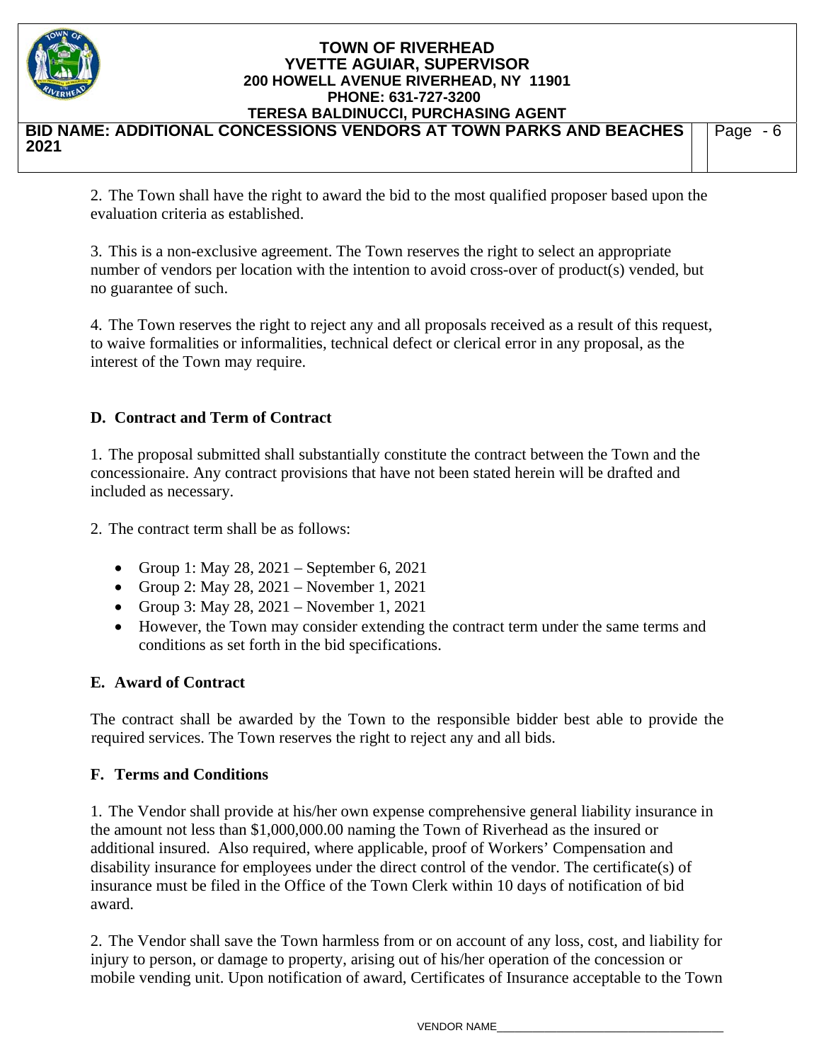2. The Town shall have the right to award the bid to the most qualified proposer based upon the evaluation criteria as established.

3. This is a non-exclusive agreement. The Town reserves the right to select an appropriate number of vendors per location with the intention to avoid cross-over of product(s) vended, but no guarantee of such.

4. The Town reserves the right to reject any and all proposals received as a result of this request, to waive formalities or informalities, technical defect or clerical error in any proposal, as the interest of the Town may require.

## D. Contract and Term of Contract

1. The proposal submitted shall substantially constitute the contract between the Town and the concessionaire. Any contract provisions that have not been stated herein will be drafted and included as necessary.

2. The contract term shall be as follows:

- Group 1: May 28, 2021 – September 6, 2021
- Group 2: May 28, 2021 – November 1, 2021
- Group 3: May 28, 2021 – November 1, 2021
- However, the Town may consider extending the contract term under the same terms and conditions as set forth in the bid specifications.

## E. Award of Contract

The contract shall be awarded by the Town to the responsible bidder best able to provide the required services. The Town reserves the right to reject any and all bids.

## F. Terms and Conditions

1. The Vendor shall provide at his/her own expense comprehensive general liability insurance in the amount not less than $1,000,000.00 naming the Town of Riverhead as the insured or additional insured. Also required, where applicable, proof of Workers' Compensation and disability insurance for employees under the direct control of the vendor. The certificate(s) of insurance must be filed in the Office of the Town Clerk within 10 days of notification of bid award.

2. The Vendor shall save the Town harmless from or on account of any loss, cost, and liability for injury to person, or damage to property, arising out of his/her operation of the concession or mobile vending unit. Upon notification of award, Certificates of Insurance acceptable to the Town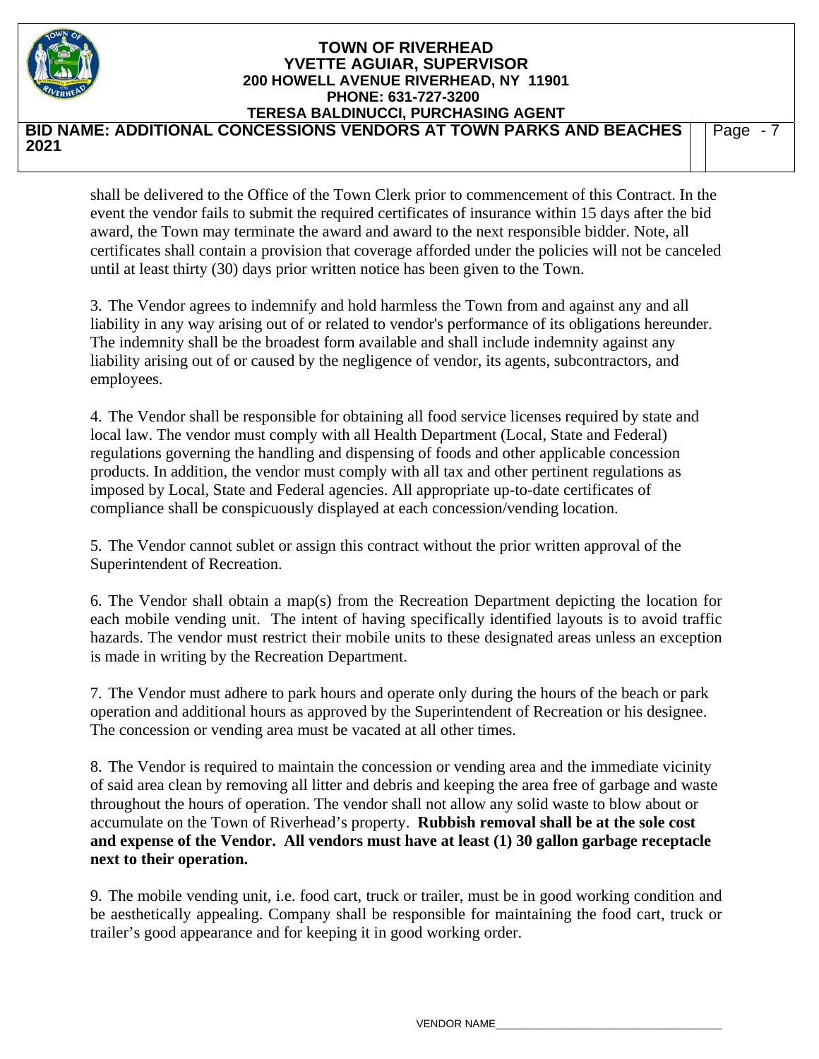shall be delivered to the Office of the Town Clerk prior to commencement of this Contract. In the event the vendor fails to submit the required certificates of insurance within 15 days after the bid award, the Town may terminate the award and award to the next responsible bidder. Note, all certificates shall contain a provision that coverage afforded under the policies will not be canceled until at least thirty (30) days prior written notice has been given to the Town.

3. The Vendor agrees to indemnify and hold harmless the Town from and against any and all liability in any way arising out of or related to vendor's performance of its obligations hereunder. The indemnity shall be the broadest form available and shall include indemnity against any liability arising out of or caused by the negligence of vendor, its agents, subcontractors, and employees.

4. The Vendor shall be responsible for obtaining all food service licenses required by state and local law. The vendor must comply with all Health Department (Local, State and Federal) regulations governing the handling and dispensing of foods and other applicable concession products. In addition, the vendor must comply with all tax and other pertinent regulations as imposed by Local, State and Federal agencies. All appropriate up-to-date certificates of compliance shall be conspicuously displayed at each concession/vending location.

5. The Vendor cannot sublet or assign this contract without the prior written approval of the Superintendent of Recreation.

6. The Vendor shall obtain a map(s) from the Recreation Department depicting the location for each mobile vending unit. The intent of having specifically identified layouts is to avoid traffic hazards. The vendor must restrict their mobile units to these designated areas unless an exception is made in writing by the Recreation Department.

7. The Vendor must adhere to park hours and operate only during the hours of the beach or park operation and additional hours as approved by the Superintendent of Recreation or his designee. The concession or vending area must be vacated at all other times.

8. The Vendor is required to maintain the concession or vending area and the immediate vicinity of said area clean by removing all litter and debris and keeping the area free of garbage and waste throughout the hours of operation. The vendor shall not allow any solid waste to blow about or accumulate on the Town of Riverhead's property. **Rubbish removal shall be at the sole cost and expense of the Vendor. All vendors must have at least (1) 30 gallon garbage receptacle next to their operation.**

9. The mobile vending unit, i.e. food cart, truck or trailer, must be in good working condition and be aesthetically appealing. Company shall be responsible for maintaining the food cart, truck or trailer's good appearance and for keeping it in good working order.

VENDOR NAME___________________________________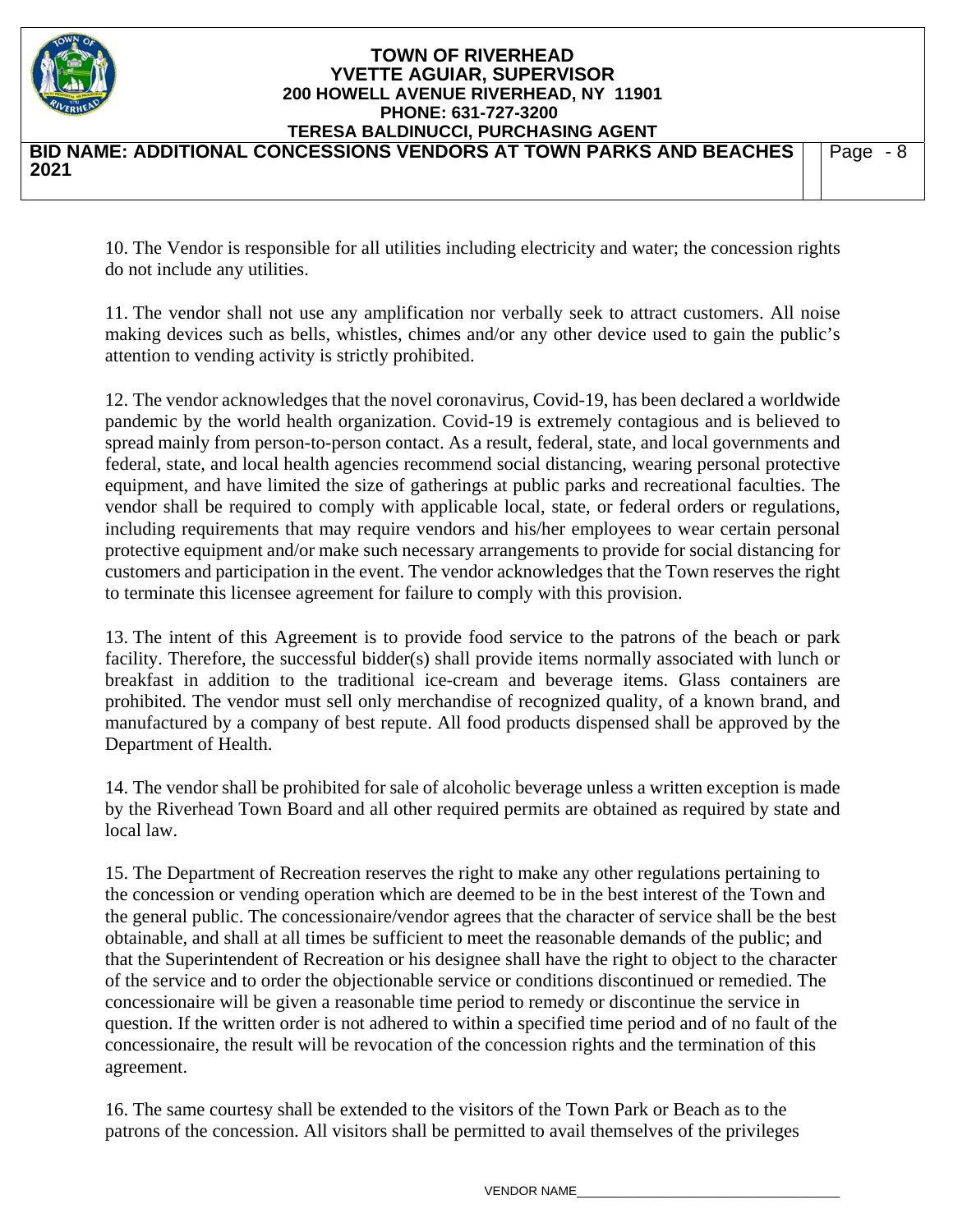10. The Vendor is responsible for all utilities including electricity and water; the concession rights do not include any utilities.

11. The vendor shall not use any amplification nor verbally seek to attract customers. All noise making devices such as bells, whistles, chimes and/or any other device used to gain the public's attention to vending activity is strictly prohibited.

12. The vendor acknowledges that the novel coronavirus, Covid-19, has been declared a worldwide pandemic by the world health organization. Covid-19 is extremely contagious and is believed to spread mainly from person-to-person contact. As a result, federal, state, and local governments and federal, state, and local health agencies recommend social distancing, wearing personal protective equipment, and have limited the size of gatherings at public parks and recreational faculties. The vendor shall be required to comply with applicable local, state, or federal orders or regulations, including requirements that may require vendors and his/her employees to wear certain personal protective equipment and/or make such necessary arrangements to provide for social distancing for customers and participation in the event. The vendor acknowledges that the Town reserves the right to terminate this licensee agreement for failure to comply with this provision.

13. The intent of this Agreement is to provide food service to the patrons of the beach or park facility. Therefore, the successful bidder(s) shall provide items normally associated with lunch or breakfast in addition to the traditional ice-cream and beverage items. Glass containers are prohibited. The vendor must sell only merchandise of recognized quality, of a known brand, and manufactured by a company of best repute. All food products dispensed shall be approved by the Department of Health.

14. The vendor shall be prohibited for sale of alcoholic beverage unless a written exception is made by the Riverhead Town Board and all other required permits are obtained as required by state and local law.

15. The Department of Recreation reserves the right to make any other regulations pertaining to the concession or vending operation which are deemed to be in the best interest of the Town and the general public. The concessionaire/vendor agrees that the character of service shall be the best obtainable, and shall at all times be sufficient to meet the reasonable demands of the public; and that the Superintendent of Recreation or his designee shall have the right to object to the character of the service and to order the objectionable service or conditions discontinued or remedied. The concessionaire will be given a reasonable time period to remedy or discontinue the service in question. If the written order is not adhered to within a specified time period and of no fault of the concessionaire, the result will be revocation of the concession rights and the termination of this agreement.

16. The same courtesy shall be extended to the visitors of the Town Park or Beach as to the patrons of the concession. All visitors shall be permitted to avail themselves of the privileges

VENDOR NAME____________________________________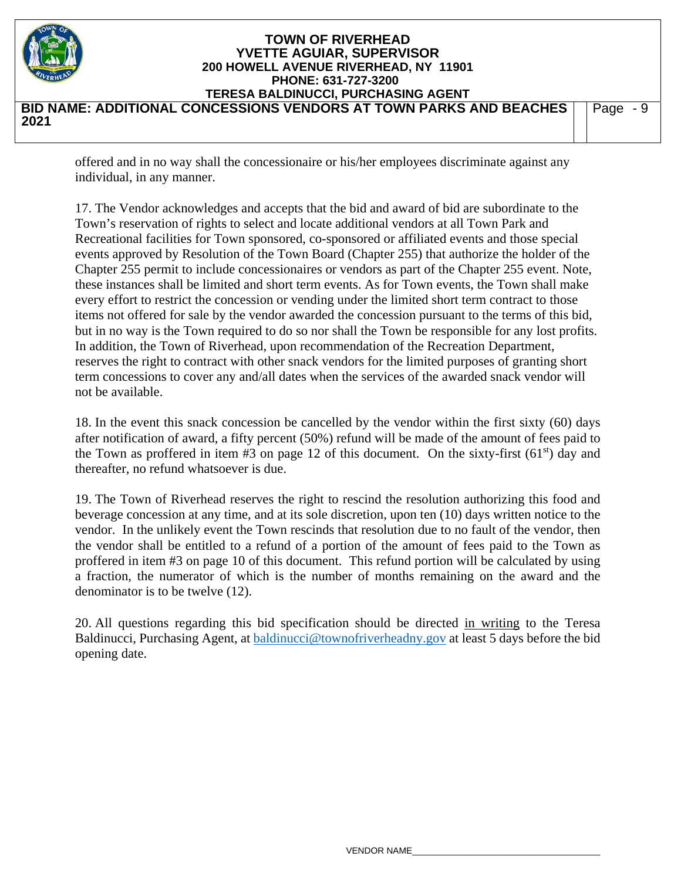offered and in no way shall the concessionaire or his/her employees discriminate against any individual, in any manner.

17. The Vendor acknowledges and accepts that the bid and award of bid are subordinate to the Town's reservation of rights to select and locate additional vendors at all Town Park and Recreational facilities for Town sponsored, co-sponsored or affiliated events and those special events approved by Resolution of the Town Board (Chapter 255) that authorize the holder of the Chapter 255 permit to include concessionaires or vendors as part of the Chapter 255 event. Note, these instances shall be limited and short term events. As for Town events, the Town shall make every effort to restrict the concession or vending under the limited short term contract to those items not offered for sale by the vendor awarded the concession pursuant to the terms of this bid, but in no way is the Town required to do so nor shall the Town be responsible for any lost profits. In addition, the Town of Riverhead, upon recommendation of the Recreation Department, reserves the right to contract with other snack vendors for the limited purposes of granting short term concessions to cover any and/all dates when the services of the awarded snack vendor will not be available.

18. In the event this snack concession be cancelled by the vendor within the first sixty (60) days after notification of award, a fifty percent (50%) refund will be made of the amount of fees paid to the Town as proffered in item #3 on page 12 of this document. On the sixty-first (61st) day and thereafter, no refund whatsoever is due.

19. The Town of Riverhead reserves the right to rescind the resolution authorizing this food and beverage concession at any time, and at its sole discretion, upon ten (10) days written notice to the vendor. In the unlikely event the Town rescinds that resolution due to no fault of the vendor, then the vendor shall be entitled to a refund of a portion of the amount of fees paid to the Town as proffered in item #3 on page 10 of this document. This refund portion will be calculated by using a fraction, the numerator of which is the number of months remaining on the award and the denominator is to be twelve (12).

20. All questions regarding this bid specification should be directed in writing to the Teresa Baldinucci, Purchasing Agent, at baldinucci@townofriverheadny.gov at least 5 days before the bid opening date.

VENDOR NAME___________________________________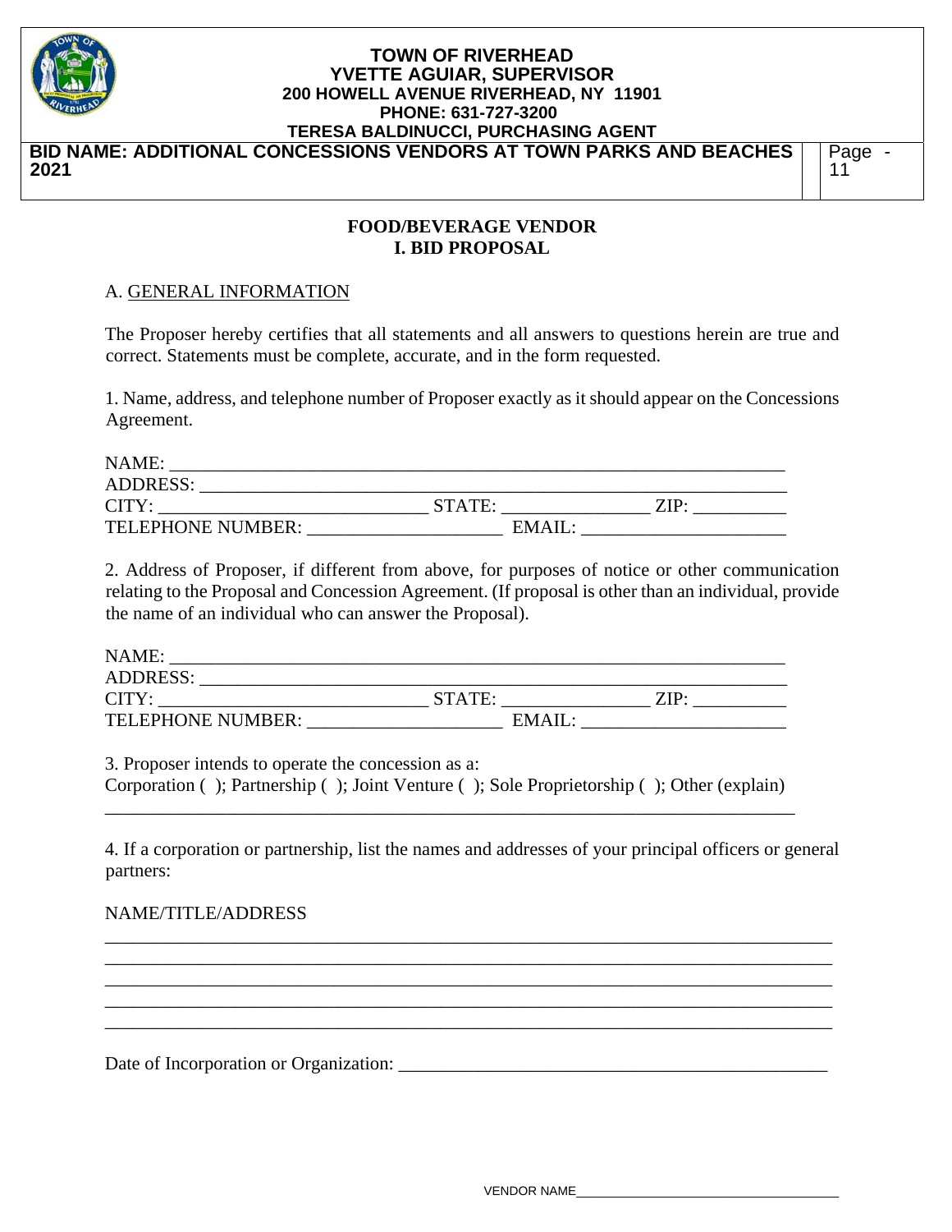# FOOD/BEVERAGE VENDOR

## I. BID PROPOSAL

A. GENERAL INFORMATION

The Proposer hereby certifies that all statements and all answers to questions herein are true and correct. Statements must be complete, accurate, and in the form requested.

1. Name, address, and telephone number of Proposer exactly as it should appear on the Concessions Agreement.

NAME: ____________________________________________________________________
ADDRESS: _________________________________________________________________
CITY: ______________________________ STATE: ________________ ZIP: __________
TELEPHONE NUMBER: _____________________ EMAIL: ______________________

2. Address of Proposer, if different from above, for purposes of notice or other communication relating to the Proposal and Concession Agreement. (If proposal is other than an individual, provide the name of an individual who can answer the Proposal).

NAME: ____________________________________________________________________
ADDRESS: _________________________________________________________________
CITY: ______________________________ STATE: ________________ ZIP: __________
TELEPHONE NUMBER: _____________________ EMAIL: ______________________

3. Proposer intends to operate the concession as a:
Corporation ( ); Partnership ( ); Joint Venture ( ); Sole Proprietorship ( ); Other (explain)
_____________________________________________________________________________

4. If a corporation or partnership, list the names and addresses of your principal officers or general partners:

NAME/TITLE/ADDRESS

_____________________________________________________________________________
_____________________________________________________________________________
_____________________________________________________________________________
_____________________________________________________________________________
_____________________________________________________________________________

Date of Incorporation or Organization: ________________________________________________

VENDOR NAME_____________________________________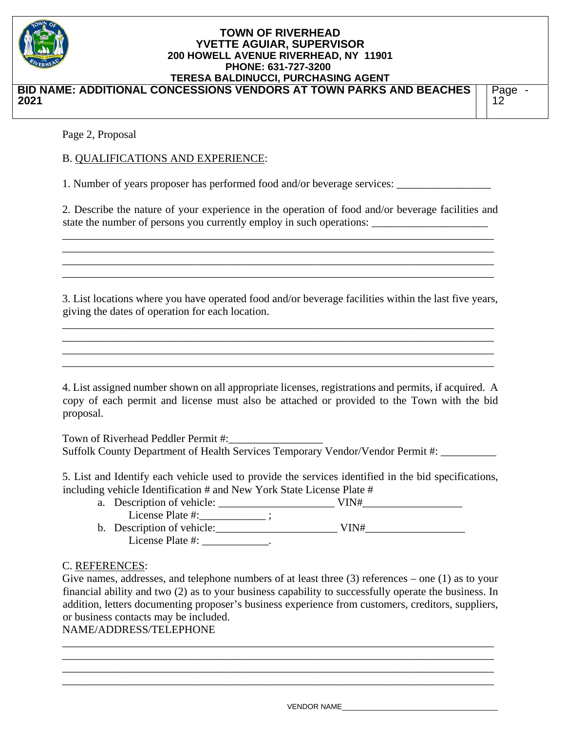Page 2, Proposal

B. QUALIFICATIONS AND EXPERIENCE:

1. Number of years proposer has performed food and/or beverage services: _________________

2. Describe the nature of your experience in the operation of food and/or beverage facilities and state the number of persons you currently employ in such operations: _____________________

_______________________________________________________________________________
_______________________________________________________________________________
_______________________________________________________________________________
_______________________________________________________________________________

3. List locations where you have operated food and/or beverage facilities within the last five years, giving the dates of operation for each location.

_______________________________________________________________________________
_______________________________________________________________________________
_______________________________________________________________________________
_______________________________________________________________________________

4. List assigned number shown on all appropriate licenses, registrations and permits, if acquired. A copy of each permit and license must also be attached or provided to the Town with the bid proposal.

Town of Riverhead Peddler Permit #:_________________
Suffolk County Department of Health Services Temporary Vendor/Vendor Permit #: __________

5. List and Identify each vehicle used to provide the services identified in the bid specifications, including vehicle Identification # and New York State License Plate #

a. Description of vehicle: _____________________ VIN#__________________
   License Plate #:____________ ;
b. Description of vehicle:______________________ VIN#__________________
   License Plate #: ____________.

C. REFERENCES:
Give names, addresses, and telephone numbers of at least three (3) references – one (1) as to your financial ability and two (2) as to your business capability to successfully operate the business. In addition, letters documenting proposer's business experience from customers, creditors, suppliers, or business contacts may be included.
NAME/ADDRESS/TELEPHONE

_______________________________________________________________________________
_______________________________________________________________________________
_______________________________________________________________________________
_______________________________________________________________________________

VENDOR NAME_____________________________________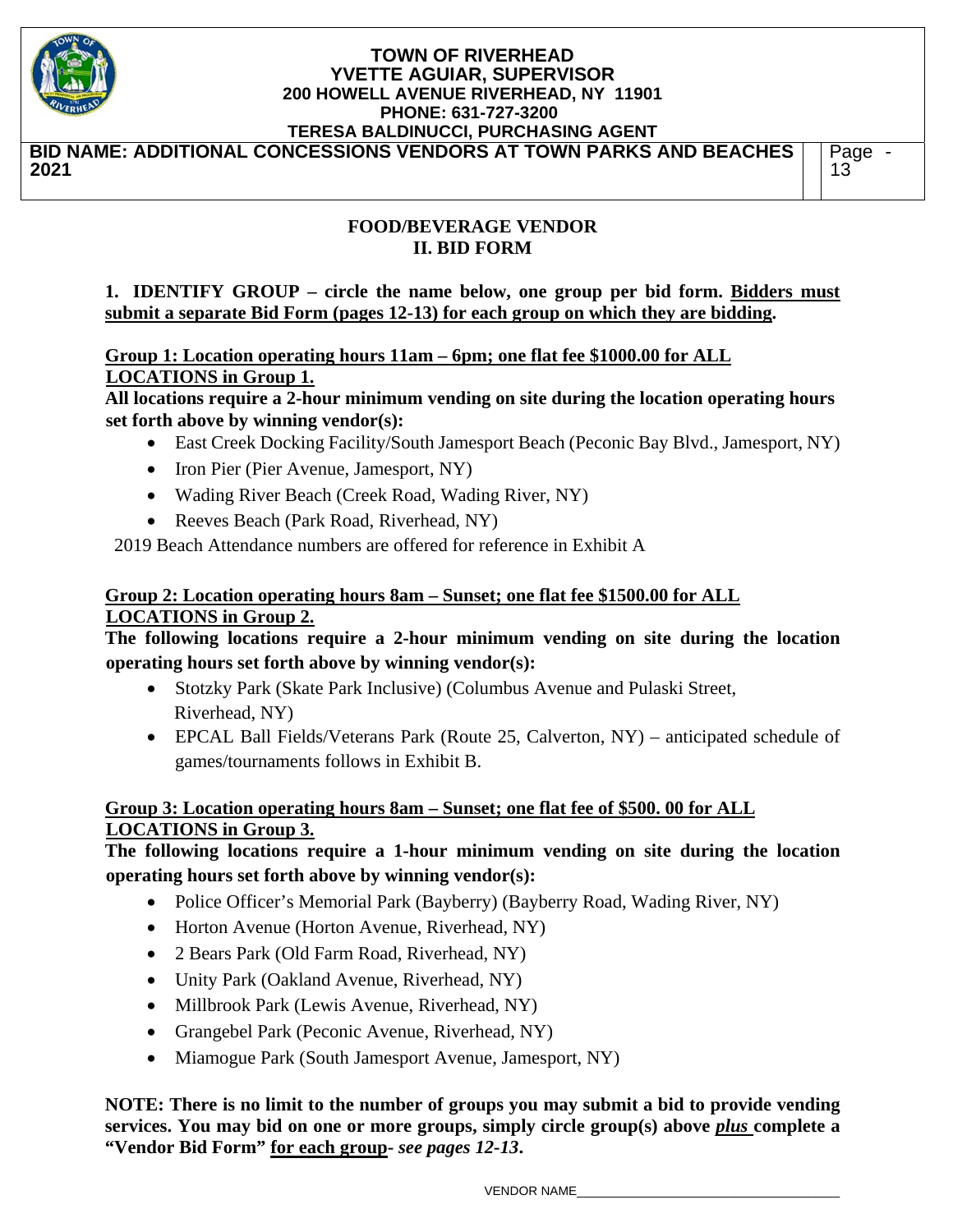## FOOD/BEVERAGE VENDOR
## II. BID FORM

**1. IDENTIFY GROUP – circle the name below, one group per bid form. <u>Bidders must submit a separate Bid Form (pages 12-13) for each group on which they are bidding</u>.**

**<u>Group 1: Location operating hours 11am – 6pm; one flat fee $1000.00 for ALL LOCATIONS in Group 1.</u>**

**All locations require a 2-hour minimum vending on site during the location operating hours set forth above by winning vendor(s):**

- East Creek Docking Facility/South Jamesport Beach (Peconic Bay Blvd., Jamesport, NY)
- Iron Pier (Pier Avenue, Jamesport, NY)
- Wading River Beach (Creek Road, Wading River, NY)
- Reeves Beach (Park Road, Riverhead, NY)

2019 Beach Attendance numbers are offered for reference in Exhibit A

**<u>Group 2: Location operating hours 8am – Sunset; one flat fee $1500.00 for ALL LOCATIONS in Group 2.</u>**

**The following locations require a 2-hour minimum vending on site during the location operating hours set forth above by winning vendor(s):**

- Stotzky Park (Skate Park Inclusive) (Columbus Avenue and Pulaski Street, Riverhead, NY)
- EPCAL Ball Fields/Veterans Park (Route 25, Calverton, NY) – anticipated schedule of games/tournaments follows in Exhibit B.

**<u>Group 3: Location operating hours 8am – Sunset; one flat fee of $500. 00 for ALL LOCATIONS in Group 3.</u>**

**The following locations require a 1-hour minimum vending on site during the location operating hours set forth above by winning vendor(s):**

- Police Officer's Memorial Park (Bayberry) (Bayberry Road, Wading River, NY)
- Horton Avenue (Horton Avenue, Riverhead, NY)
- 2 Bears Park (Old Farm Road, Riverhead, NY)
- Unity Park (Oakland Avenue, Riverhead, NY)
- Millbrook Park (Lewis Avenue, Riverhead, NY)
- Grangebel Park (Peconic Avenue, Riverhead, NY)
- Miamogue Park (South Jamesport Avenue, Jamesport, NY)

**NOTE: There is no limit to the number of groups you may submit a bid to provide vending services. You may bid on one or more groups, simply circle group(s) above *<u>plus</u>* complete a "Vendor Bid Form" <u>for each group</u>- *see pages 12-13*.**

VENDOR NAME____________________________________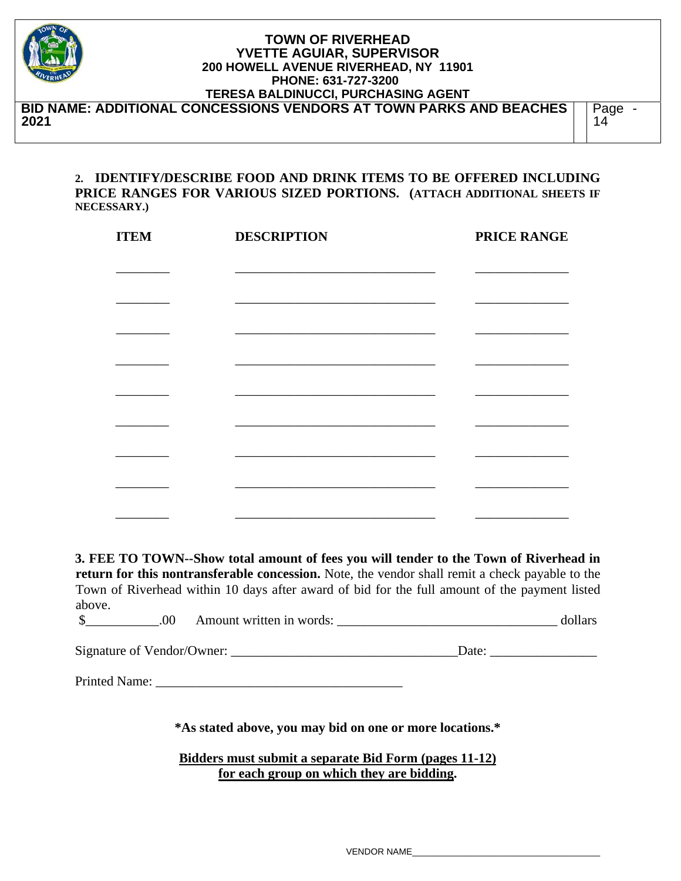**2. IDENTIFY/DESCRIBE FOOD AND DRINK ITEMS TO BE OFFERED INCLUDING PRICE RANGES FOR VARIOUS SIZED PORTIONS. (ATTACH ADDITIONAL SHEETS IF NECESSARY.)**

| ITEM | DESCRIPTION | PRICE RANGE |
|---|---|---|
| ________ | ______________________________ | ______________ |
| ________ | ______________________________ | ______________ |
| ________ | ______________________________ | ______________ |
| ________ | ______________________________ | ______________ |
| ________ | ______________________________ | ______________ |
| ________ | ______________________________ | ______________ |
| ________ | ______________________________ | ______________ |
| ________ | ______________________________ | ______________ |
| ________ | ______________________________ | ______________ |

**3. FEE TO TOWN--Show total amount of fees you will tender to the Town of Riverhead in return for this nontransferable concession.** Note, the vendor shall remit a check payable to the Town of Riverhead within 10 days after award of bid for the full amount of the payment listed above.

$___________.00 Amount written in words: _________________________________ dollars

Signature of Vendor/Owner: __________________________________Date: ________________

Printed Name: _____________________________________

**\*As stated above, you may bid on one or more locations.\***

**<u>Bidders must submit a separate Bid Form (pages 11-12) for each group on which they are bidding</u>.**

VENDOR NAME___________________________________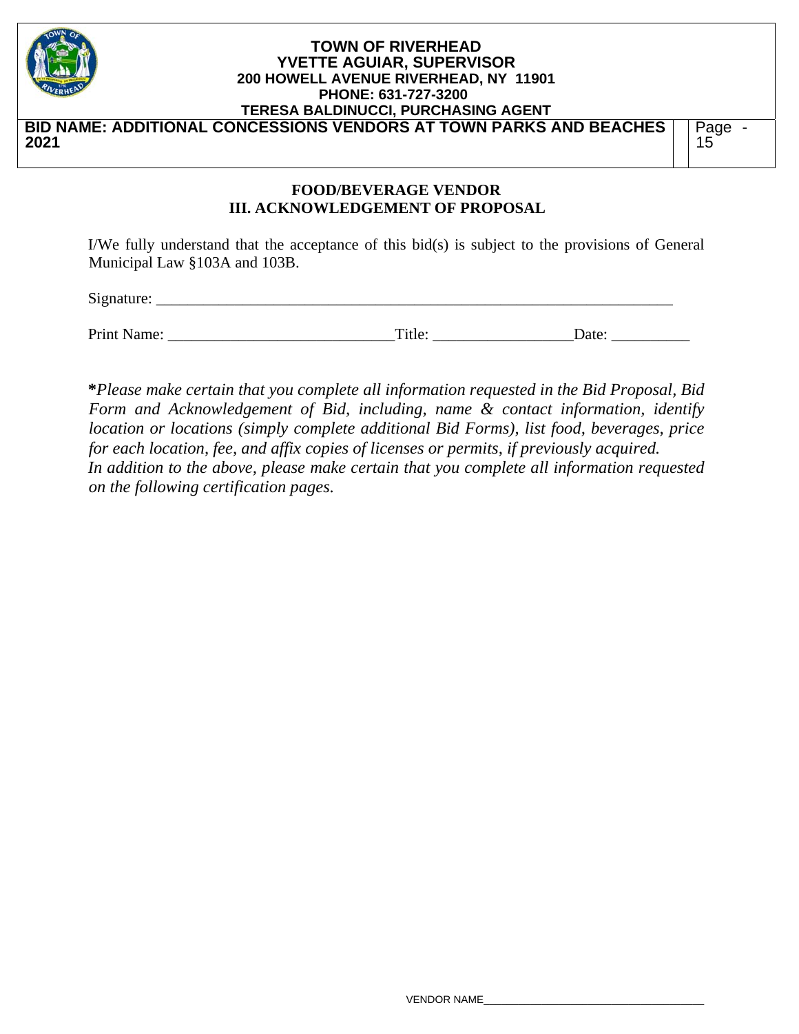## FOOD/BEVERAGE VENDOR
## III. ACKNOWLEDGEMENT OF PROPOSAL

I/We fully understand that the acceptance of this bid(s) is subject to the provisions of General Municipal Law §103A and 103B.

Signature: ______________________________________________________________________

Print Name: ______________________________Title: __________________Date: __________

***Please make certain that you complete all information requested in the Bid Proposal, Bid Form and Acknowledgement of Bid, including, name & contact information, identify location or locations (simply complete additional Bid Forms), list food, beverages, price for each location, fee, and affix copies of licenses or permits, if previously acquired.***
***In addition to the above, please make certain that you complete all information requested on the following certification pages.***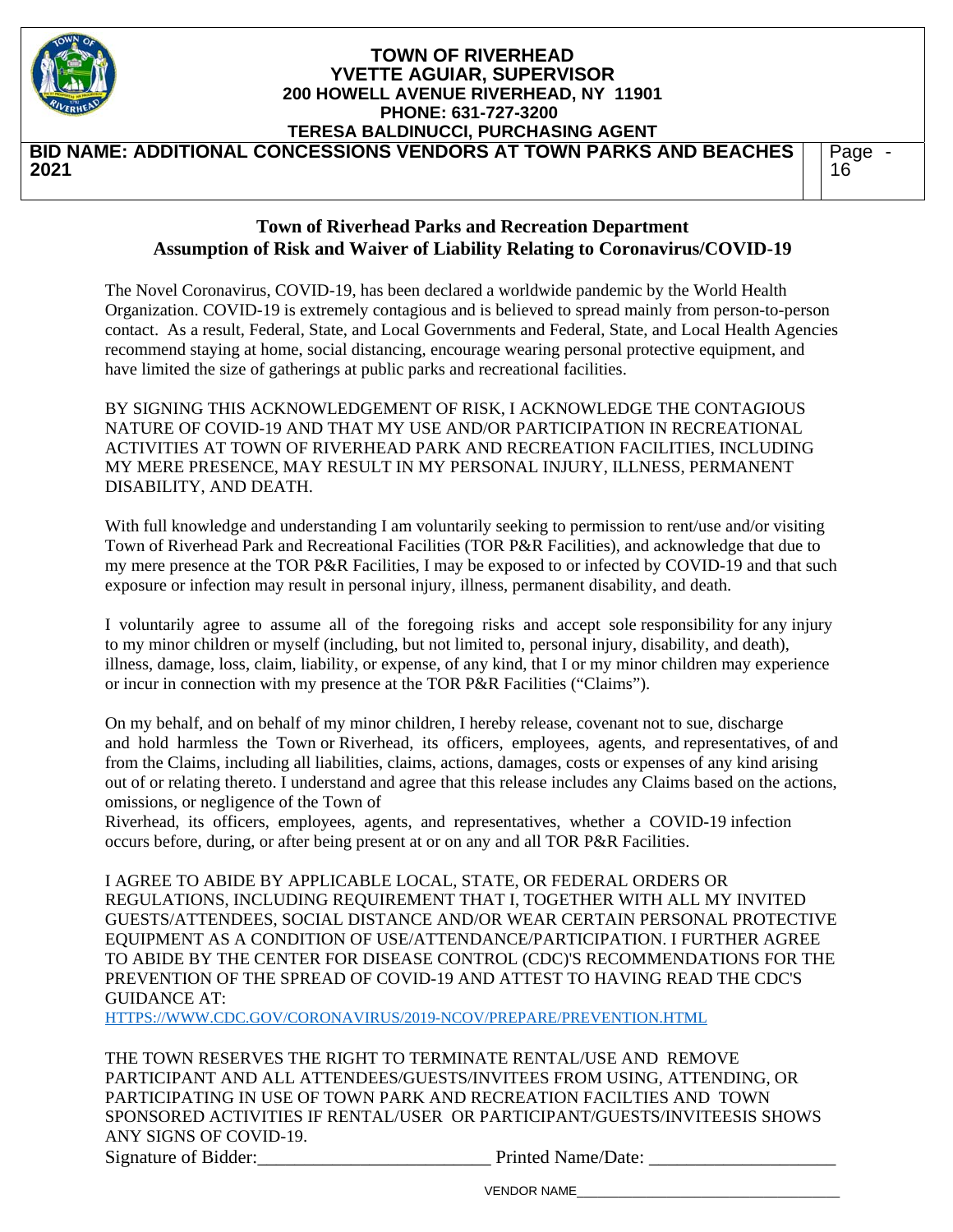## Town of Riverhead Parks and Recreation Department
## Assumption of Risk and Waiver of Liability Relating to Coronavirus/COVID-19

The Novel Coronavirus, COVID-19, has been declared a worldwide pandemic by the World Health Organization. COVID-19 is extremely contagious and is believed to spread mainly from person-to-person contact. As a result, Federal, State, and Local Governments and Federal, State, and Local Health Agencies recommend staying at home, social distancing, encourage wearing personal protective equipment, and have limited the size of gatherings at public parks and recreational facilities.

BY SIGNING THIS ACKNOWLEDGEMENT OF RISK, I ACKNOWLEDGE THE CONTAGIOUS NATURE OF COVID-19 AND THAT MY USE AND/OR PARTICIPATION IN RECREATIONAL ACTIVITIES AT TOWN OF RIVERHEAD PARK AND RECREATION FACILITIES, INCLUDING MY MERE PRESENCE, MAY RESULT IN MY PERSONAL INJURY, ILLNESS, PERMANENT DISABILITY, AND DEATH.

With full knowledge and understanding I am voluntarily seeking to permission to rent/use and/or visiting Town of Riverhead Park and Recreational Facilities (TOR P&R Facilities), and acknowledge that due to my mere presence at the TOR P&R Facilities, I may be exposed to or infected by COVID-19 and that such exposure or infection may result in personal injury, illness, permanent disability, and death.

I voluntarily agree to assume all of the foregoing risks and accept sole responsibility for any injury to my minor children or myself (including, but not limited to, personal injury, disability, and death), illness, damage, loss, claim, liability, or expense, of any kind, that I or my minor children may experience or incur in connection with my presence at the TOR P&R Facilities ("Claims").

On my behalf, and on behalf of my minor children, I hereby release, covenant not to sue, discharge and hold harmless the Town or Riverhead, its officers, employees, agents, and representatives, of and from the Claims, including all liabilities, claims, actions, damages, costs or expenses of any kind arising out of or relating thereto. I understand and agree that this release includes any Claims based on the actions, omissions, or negligence of the Town of Riverhead, its officers, employees, agents, and representatives, whether a COVID-19 infection occurs before, during, or after being present at or on any and all TOR P&R Facilities.

I AGREE TO ABIDE BY APPLICABLE LOCAL, STATE, OR FEDERAL ORDERS OR REGULATIONS, INCLUDING REQUIREMENT THAT I, TOGETHER WITH ALL MY INVITED GUESTS/ATTENDEES, SOCIAL DISTANCE AND/OR WEAR CERTAIN PERSONAL PROTECTIVE EQUIPMENT AS A CONDITION OF USE/ATTENDANCE/PARTICIPATION. I FURTHER AGREE TO ABIDE BY THE CENTER FOR DISEASE CONTROL (CDC)'S RECOMMENDATIONS FOR THE PREVENTION OF THE SPREAD OF COVID-19 AND ATTEST TO HAVING READ THE CDC'S GUIDANCE AT:
HTTPS://WWW.CDC.GOV/CORONAVIRUS/2019-NCOV/PREPARE/PREVENTION.HTML

THE TOWN RESERVES THE RIGHT TO TERMINATE RENTAL/USE AND REMOVE PARTICIPANT AND ALL ATTENDEES/GUESTS/INVITEES FROM USING, ATTENDING, OR PARTICIPATING IN USE OF TOWN PARK AND RECREATION FACILTIES AND TOWN SPONSORED ACTIVITIES IF RENTAL/USER OR PARTICIPANT/GUESTS/INVITEESIS SHOWS ANY SIGNS OF COVID-19.

Signature of Bidder:_________________________ Printed Name/Date: ____________________

VENDOR NAME___________________________________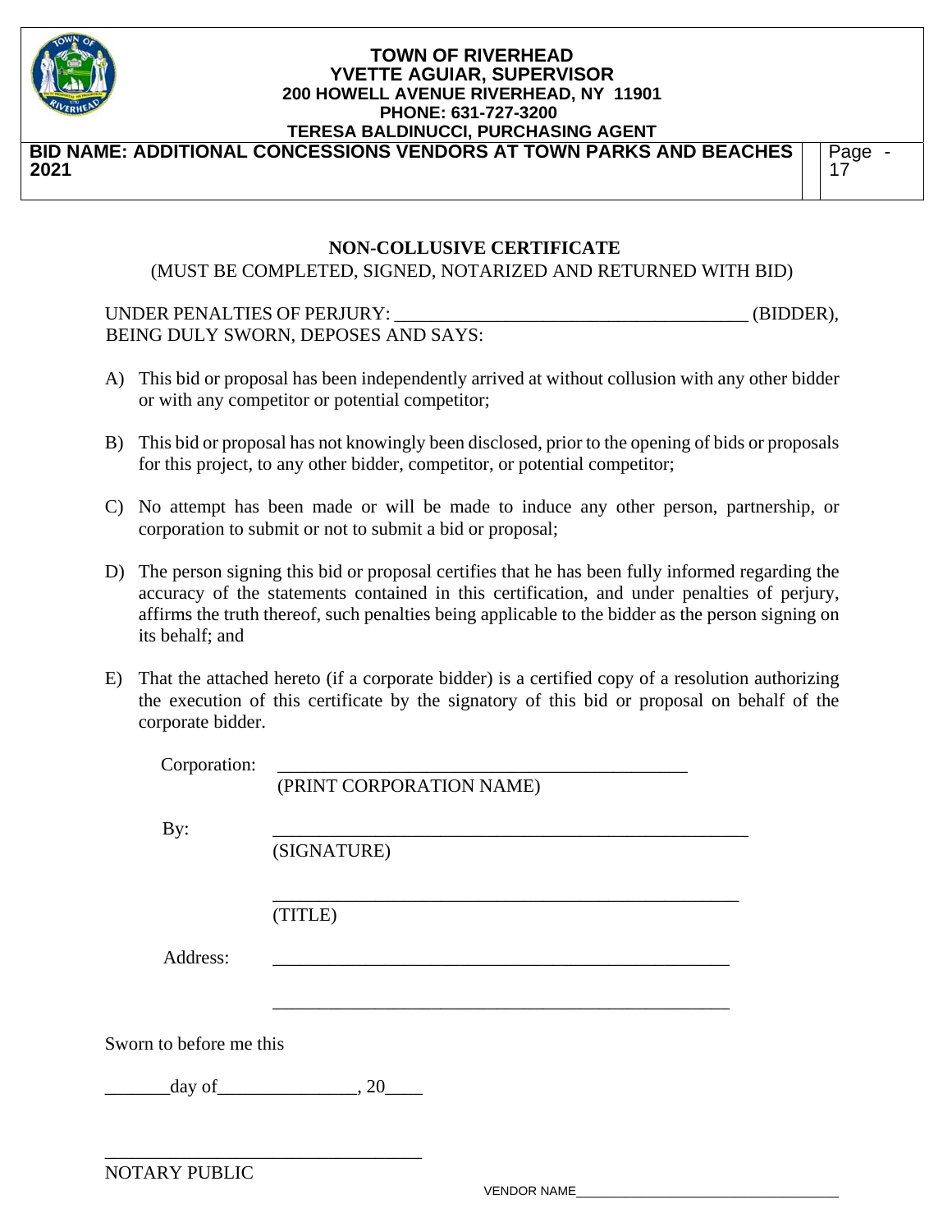**TOWN OF RIVERHEAD**
**YVETTE AGUIAR, SUPERVISOR**
**200 HOWELL AVENUE RIVERHEAD, NY 11901**
**PHONE: 631-727-3200**
**TERESA BALDINUCCI, PURCHASING AGENT**

**BID NAME: ADDITIONAL CONCESSIONS VENDORS AT TOWN PARKS AND BEACHES 2021**

## NON-COLLUSIVE CERTIFICATE

(MUST BE COMPLETED, SIGNED, NOTARIZED AND RETURNED WITH BID)

UNDER PENALTIES OF PERJURY: ______________________________________ (BIDDER), BEING DULY SWORN, DEPOSES AND SAYS:

A) This bid or proposal has been independently arrived at without collusion with any other bidder or with any competitor or potential competitor;

B) This bid or proposal has not knowingly been disclosed, prior to the opening of bids or proposals for this project, to any other bidder, competitor, or potential competitor;

C) No attempt has been made or will be made to induce any other person, partnership, or corporation to submit or not to submit a bid or proposal;

D) The person signing this bid or proposal certifies that he has been fully informed regarding the accuracy of the statements contained in this certification, and under penalties of perjury, affirms the truth thereof, such penalties being applicable to the bidder as the person signing on its behalf; and

E) That the attached hereto (if a corporate bidder) is a certified copy of a resolution authorizing the execution of this certificate by the signatory of this bid or proposal on behalf of the corporate bidder.

Corporation: ____________________________________________
(PRINT CORPORATION NAME)

By: ____________________________________________________
(SIGNATURE)

____________________________________________________
(TITLE)

Address: ____________________________________________________

____________________________________________________

Sworn to before me this

_______day of_______________, 20____

__________________________________
NOTARY PUBLIC

VENDOR NAME___________________________________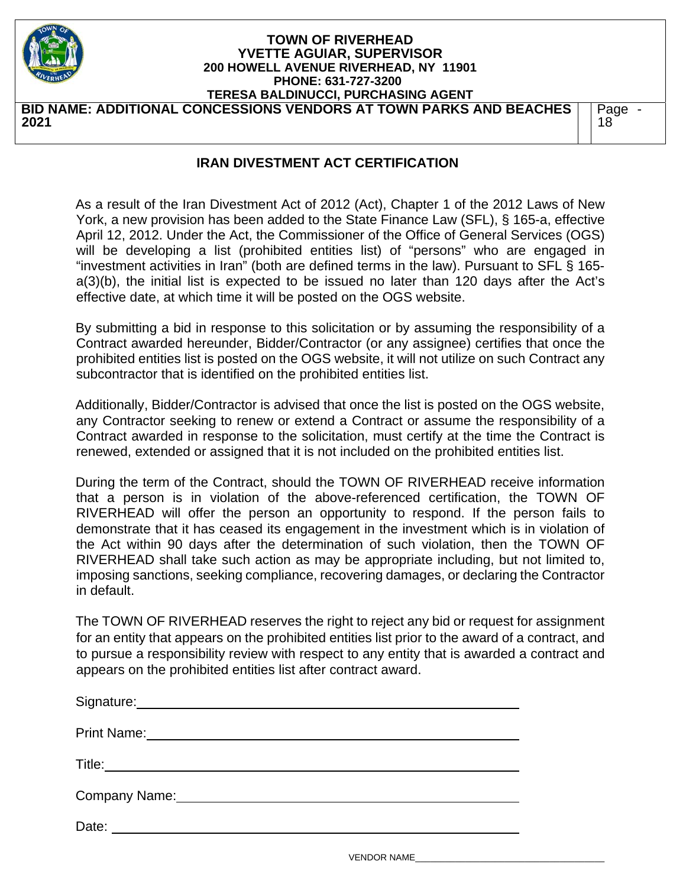## IRAN DIVESTMENT ACT CERTIFICATION

As a result of the Iran Divestment Act of 2012 (Act), Chapter 1 of the 2012 Laws of New York, a new provision has been added to the State Finance Law (SFL), § 165-a, effective April 12, 2012. Under the Act, the Commissioner of the Office of General Services (OGS) will be developing a list (prohibited entities list) of "persons" who are engaged in "investment activities in Iran" (both are defined terms in the law). Pursuant to SFL § 165-a(3)(b), the initial list is expected to be issued no later than 120 days after the Act's effective date, at which time it will be posted on the OGS website.

By submitting a bid in response to this solicitation or by assuming the responsibility of a Contract awarded hereunder, Bidder/Contractor (or any assignee) certifies that once the prohibited entities list is posted on the OGS website, it will not utilize on such Contract any subcontractor that is identified on the prohibited entities list.

Additionally, Bidder/Contractor is advised that once the list is posted on the OGS website, any Contractor seeking to renew or extend a Contract or assume the responsibility of a Contract awarded in response to the solicitation, must certify at the time the Contract is renewed, extended or assigned that it is not included on the prohibited entities list.

During the term of the Contract, should the TOWN OF RIVERHEAD receive information that a person is in violation of the above-referenced certification, the TOWN OF RIVERHEAD will offer the person an opportunity to respond. If the person fails to demonstrate that it has ceased its engagement in the investment which is in violation of the Act within 90 days after the determination of such violation, then the TOWN OF RIVERHEAD shall take such action as may be appropriate including, but not limited to, imposing sanctions, seeking compliance, recovering damages, or declaring the Contractor in default.

The TOWN OF RIVERHEAD reserves the right to reject any bid or request for assignment for an entity that appears on the prohibited entities list prior to the award of a contract, and to pursue a responsibility review with respect to any entity that is awarded a contract and appears on the prohibited entities list after contract award.

Signature: ____________________________________________

Print Name: ____________________________________________

Title: ____________________________________________

Company Name: ____________________________________________

Date: ____________________________________________

VENDOR NAME ______________________________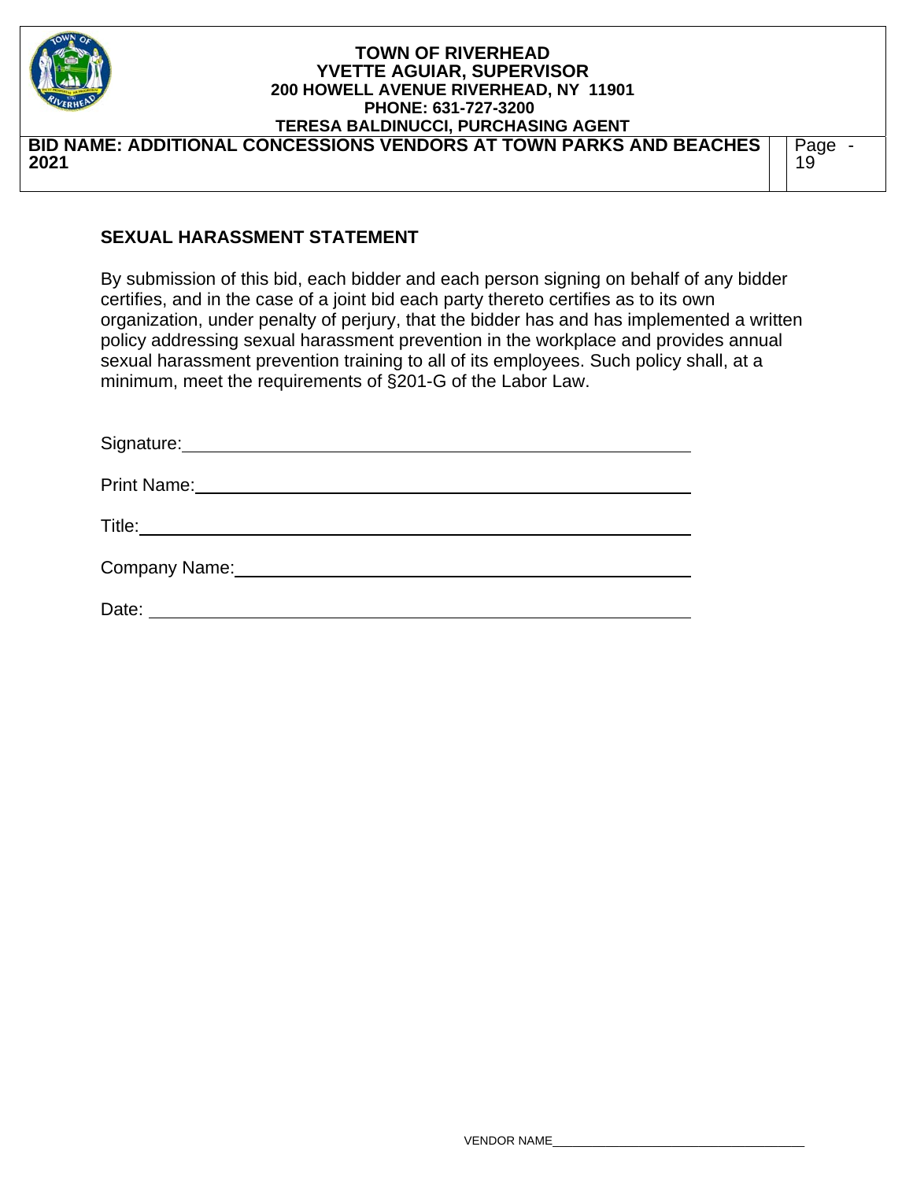## SEXUAL HARASSMENT STATEMENT

By submission of this bid, each bidder and each person signing on behalf of any bidder certifies, and in the case of a joint bid each party thereto certifies as to its own organization, under penalty of perjury, that the bidder has and has implemented a written policy addressing sexual harassment prevention in the workplace and provides annual sexual harassment prevention training to all of its employees. Such policy shall, at a minimum, meet the requirements of §201-G of the Labor Law.

Signature: ______________________________________________

Print Name: ______________________________________________

Title: ______________________________________________

Company Name: ______________________________________________

Date: ______________________________________________

VENDOR NAME______________________________________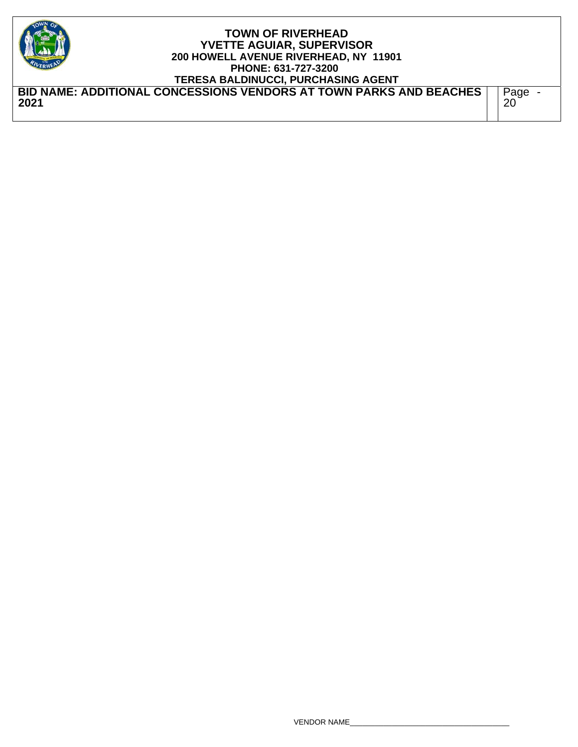VENDOR NAME_______________________________________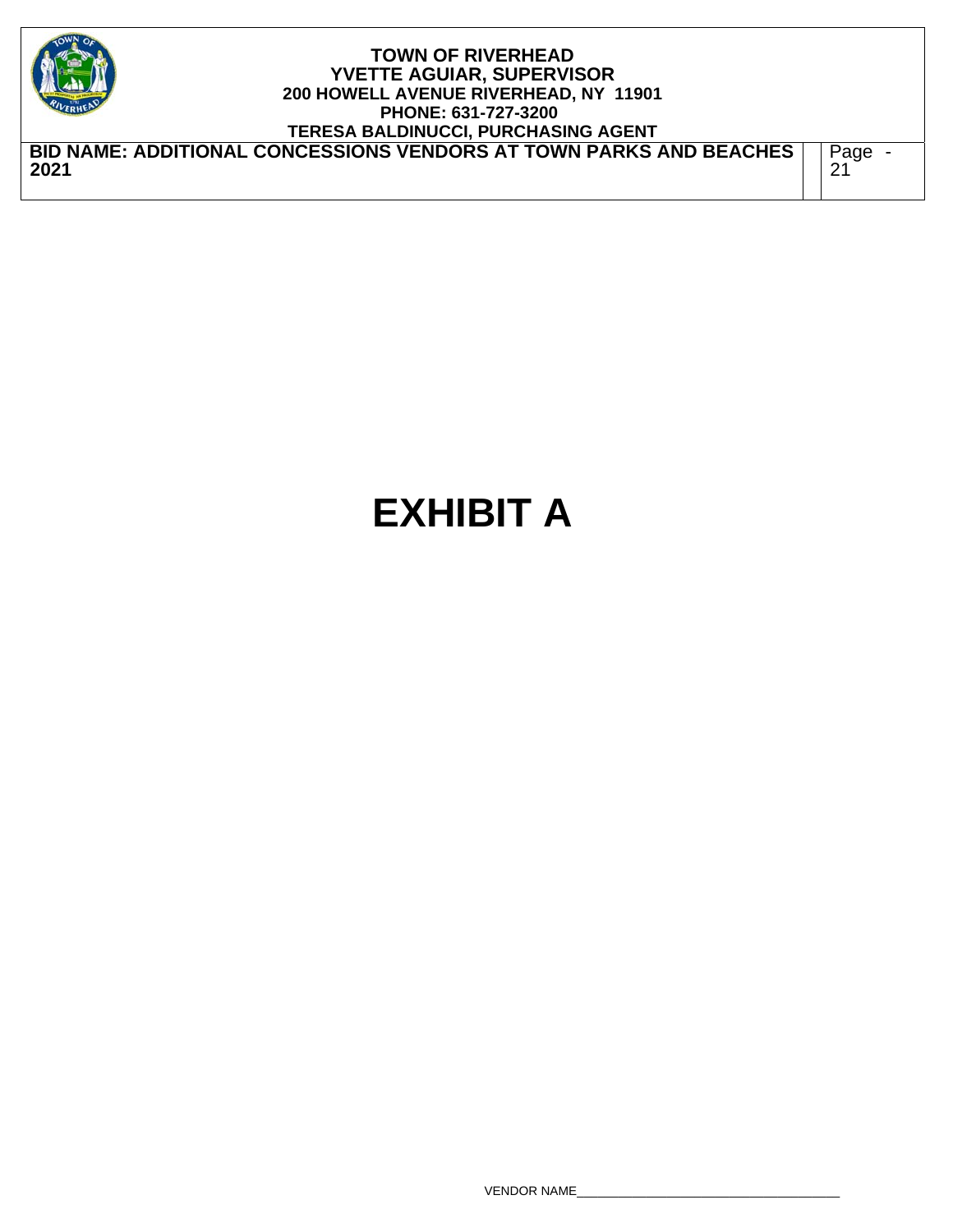# EXHIBIT A

VENDOR NAME_______________________________________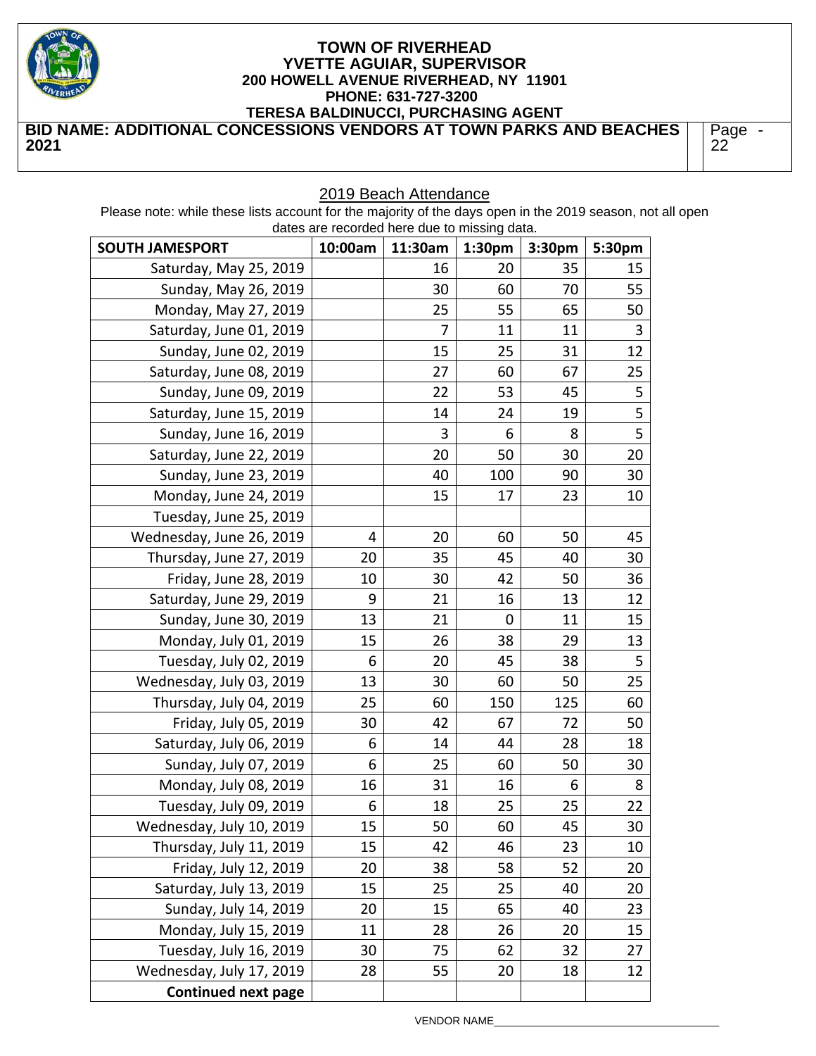## 2019 Beach Attendance

Please note: while these lists account for the majority of the days open in the 2019 season, not all open dates are recorded here due to missing data.

| SOUTH JAMESPORT | 10:00am | 11:30am | 1:30pm | 3:30pm | 5:30pm |
|---|---|---|---|---|---|
| Saturday, May 25, 2019 | | 16 | 20 | 35 | 15 |
| Sunday, May 26, 2019 | | 30 | 60 | 70 | 55 |
| Monday, May 27, 2019 | | 25 | 55 | 65 | 50 |
| Saturday, June 01, 2019 | | 7 | 11 | 11 | 3 |
| Sunday, June 02, 2019 | | 15 | 25 | 31 | 12 |
| Saturday, June 08, 2019 | | 27 | 60 | 67 | 25 |
| Sunday, June 09, 2019 | | 22 | 53 | 45 | 5 |
| Saturday, June 15, 2019 | | 14 | 24 | 19 | 5 |
| Sunday, June 16, 2019 | | 3 | 6 | 8 | 5 |
| Saturday, June 22, 2019 | | 20 | 50 | 30 | 20 |
| Sunday, June 23, 2019 | | 40 | 100 | 90 | 30 |
| Monday, June 24, 2019 | | 15 | 17 | 23 | 10 |
| Tuesday, June 25, 2019 | | | | | |
| Wednesday, June 26, 2019 | 4 | 20 | 60 | 50 | 45 |
| Thursday, June 27, 2019 | 20 | 35 | 45 | 40 | 30 |
| Friday, June 28, 2019 | 10 | 30 | 42 | 50 | 36 |
| Saturday, June 29, 2019 | 9 | 21 | 16 | 13 | 12 |
| Sunday, June 30, 2019 | 13 | 21 | 0 | 11 | 15 |
| Monday, July 01, 2019 | 15 | 26 | 38 | 29 | 13 |
| Tuesday, July 02, 2019 | 6 | 20 | 45 | 38 | 5 |
| Wednesday, July 03, 2019 | 13 | 30 | 60 | 50 | 25 |
| Thursday, July 04, 2019 | 25 | 60 | 150 | 125 | 60 |
| Friday, July 05, 2019 | 30 | 42 | 67 | 72 | 50 |
| Saturday, July 06, 2019 | 6 | 14 | 44 | 28 | 18 |
| Sunday, July 07, 2019 | 6 | 25 | 60 | 50 | 30 |
| Monday, July 08, 2019 | 16 | 31 | 16 | 6 | 8 |
| Tuesday, July 09, 2019 | 6 | 18 | 25 | 25 | 22 |
| Wednesday, July 10, 2019 | 15 | 50 | 60 | 45 | 30 |
| Thursday, July 11, 2019 | 15 | 42 | 46 | 23 | 10 |
| Friday, July 12, 2019 | 20 | 38 | 58 | 52 | 20 |
| Saturday, July 13, 2019 | 15 | 25 | 25 | 40 | 20 |
| Sunday, July 14, 2019 | 20 | 15 | 65 | 40 | 23 |
| Monday, July 15, 2019 | 11 | 28 | 26 | 20 | 15 |
| Tuesday, July 16, 2019 | 30 | 75 | 62 | 32 | 27 |
| Wednesday, July 17, 2019 | 28 | 55 | 20 | 18 | 12 |
| **Continued next page** | | | | | |

VENDOR NAME_________________________________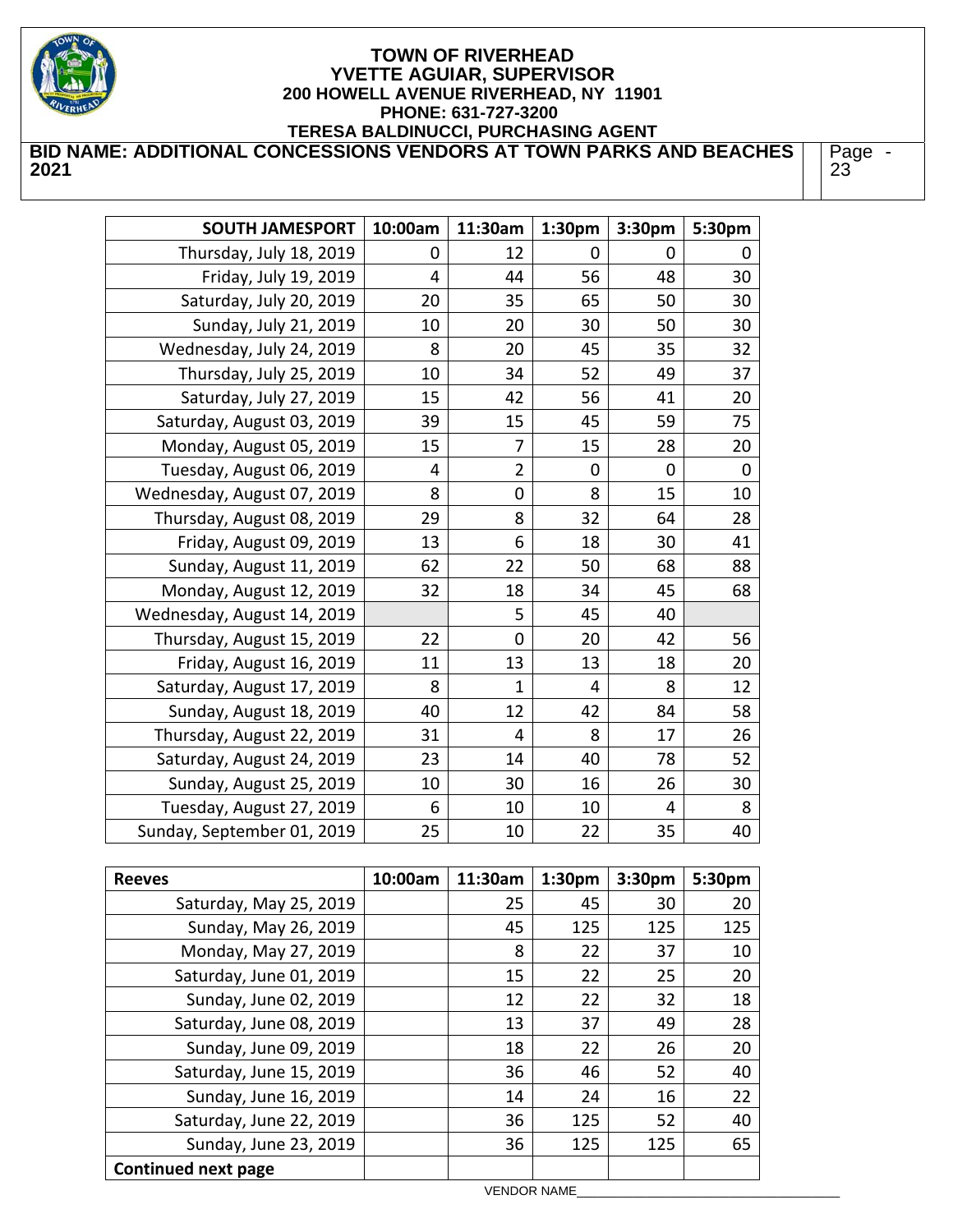**TOWN OF RIVERHEAD**
**YVETTE AGUIAR, SUPERVISOR**
**200 HOWELL AVENUE RIVERHEAD, NY 11901**
**PHONE: 631-727-3200**
**TERESA BALDINUCCI, PURCHASING AGENT**

**BID NAME: ADDITIONAL CONCESSIONS VENDORS AT TOWN PARKS AND BEACHES 2021**

| SOUTH JAMESPORT | 10:00am | 11:30am | 1:30pm | 3:30pm | 5:30pm |
|---|---|---|---|---|---|
| Thursday, July 18, 2019 | 0 | 12 | 0 | 0 | 0 |
| Friday, July 19, 2019 | 4 | 44 | 56 | 48 | 30 |
| Saturday, July 20, 2019 | 20 | 35 | 65 | 50 | 30 |
| Sunday, July 21, 2019 | 10 | 20 | 30 | 50 | 30 |
| Wednesday, July 24, 2019 | 8 | 20 | 45 | 35 | 32 |
| Thursday, July 25, 2019 | 10 | 34 | 52 | 49 | 37 |
| Saturday, July 27, 2019 | 15 | 42 | 56 | 41 | 20 |
| Saturday, August 03, 2019 | 39 | 15 | 45 | 59 | 75 |
| Monday, August 05, 2019 | 15 | 7 | 15 | 28 | 20 |
| Tuesday, August 06, 2019 | 4 | 2 | 0 | 0 | 0 |
| Wednesday, August 07, 2019 | 8 | 0 | 8 | 15 | 10 |
| Thursday, August 08, 2019 | 29 | 8 | 32 | 64 | 28 |
| Friday, August 09, 2019 | 13 | 6 | 18 | 30 | 41 |
| Sunday, August 11, 2019 | 62 | 22 | 50 | 68 | 88 |
| Monday, August 12, 2019 | 32 | 18 | 34 | 45 | 68 |
| Wednesday, August 14, 2019 | | 5 | 45 | 40 | |
| Thursday, August 15, 2019 | 22 | 0 | 20 | 42 | 56 |
| Friday, August 16, 2019 | 11 | 13 | 13 | 18 | 20 |
| Saturday, August 17, 2019 | 8 | 1 | 4 | 8 | 12 |
| Sunday, August 18, 2019 | 40 | 12 | 42 | 84 | 58 |
| Thursday, August 22, 2019 | 31 | 4 | 8 | 17 | 26 |
| Saturday, August 24, 2019 | 23 | 14 | 40 | 78 | 52 |
| Sunday, August 25, 2019 | 10 | 30 | 16 | 26 | 30 |
| Tuesday, August 27, 2019 | 6 | 10 | 10 | 4 | 8 |
| Sunday, September 01, 2019 | 25 | 10 | 22 | 35 | 40 |

| Reeves | 10:00am | 11:30am | 1:30pm | 3:30pm | 5:30pm |
|---|---|---|---|---|---|
| Saturday, May 25, 2019 | | 25 | 45 | 30 | 20 |
| Sunday, May 26, 2019 | | 45 | 125 | 125 | 125 |
| Monday, May 27, 2019 | | 8 | 22 | 37 | 10 |
| Saturday, June 01, 2019 | | 15 | 22 | 25 | 20 |
| Sunday, June 02, 2019 | | 12 | 22 | 32 | 18 |
| Saturday, June 08, 2019 | | 13 | 37 | 49 | 28 |
| Sunday, June 09, 2019 | | 18 | 22 | 26 | 20 |
| Saturday, June 15, 2019 | | 36 | 46 | 52 | 40 |
| Sunday, June 16, 2019 | | 14 | 24 | 16 | 22 |
| Saturday, June 22, 2019 | | 36 | 125 | 52 | 40 |
| Sunday, June 23, 2019 | | 36 | 125 | 125 | 65 |
| **Continued next page** | | | | | |

VENDOR NAME_______________________________________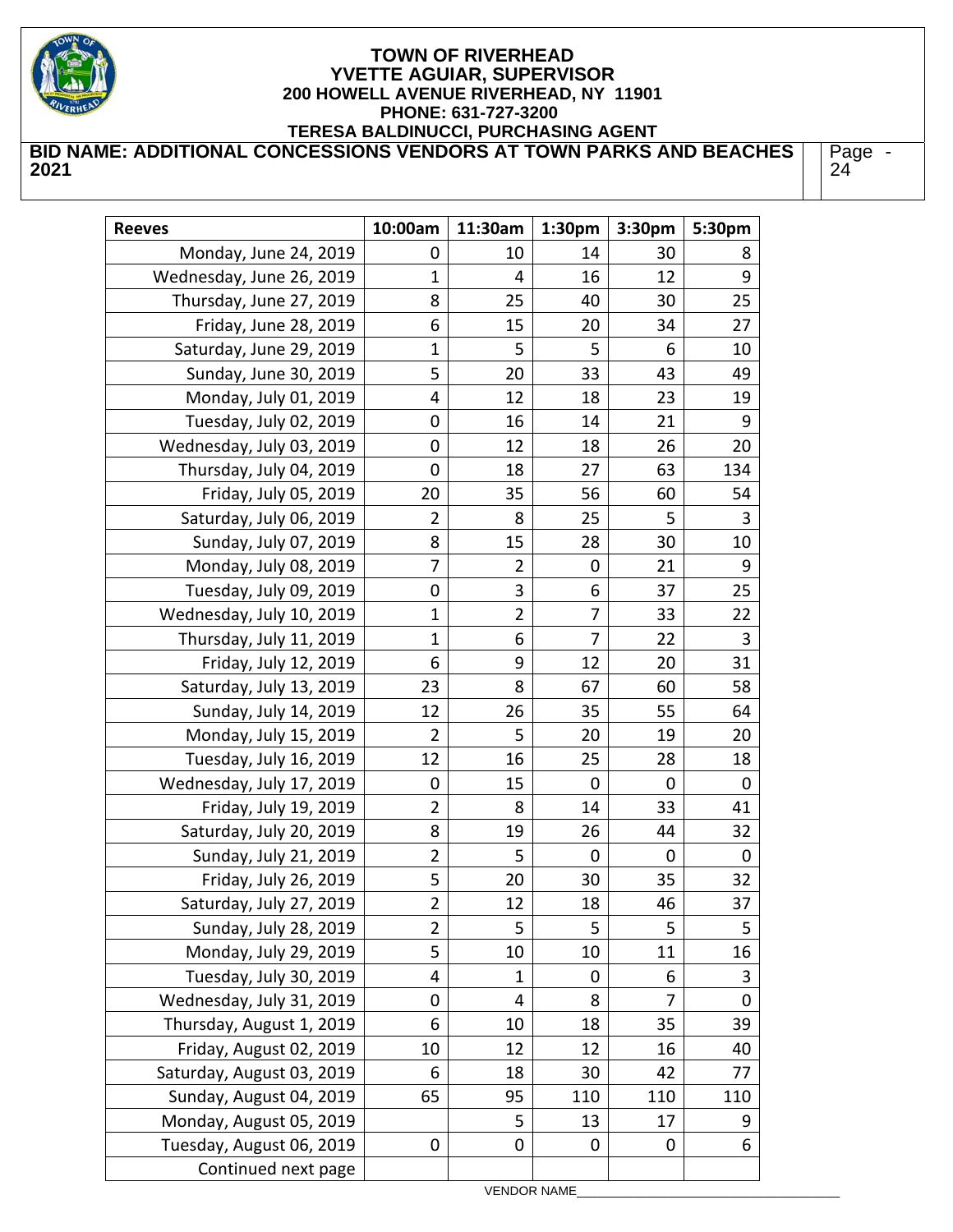**TOWN OF RIVERHEAD**
**YVETTE AGUIAR, SUPERVISOR**
**200 HOWELL AVENUE RIVERHEAD, NY 11901**
**PHONE: 631-727-3200**
**TERESA BALDINUCCI, PURCHASING AGENT**

**BID NAME: ADDITIONAL CONCESSIONS VENDORS AT TOWN PARKS AND BEACHES 2021**

| Reeves | 10:00am | 11:30am | 1:30pm | 3:30pm | 5:30pm |
|---|---|---|---|---|---|
| Monday, June 24, 2019 | 0 | 10 | 14 | 30 | 8 |
| Wednesday, June 26, 2019 | 1 | 4 | 16 | 12 | 9 |
| Thursday, June 27, 2019 | 8 | 25 | 40 | 30 | 25 |
| Friday, June 28, 2019 | 6 | 15 | 20 | 34 | 27 |
| Saturday, June 29, 2019 | 1 | 5 | 5 | 6 | 10 |
| Sunday, June 30, 2019 | 5 | 20 | 33 | 43 | 49 |
| Monday, July 01, 2019 | 4 | 12 | 18 | 23 | 19 |
| Tuesday, July 02, 2019 | 0 | 16 | 14 | 21 | 9 |
| Wednesday, July 03, 2019 | 0 | 12 | 18 | 26 | 20 |
| Thursday, July 04, 2019 | 0 | 18 | 27 | 63 | 134 |
| Friday, July 05, 2019 | 20 | 35 | 56 | 60 | 54 |
| Saturday, July 06, 2019 | 2 | 8 | 25 | 5 | 3 |
| Sunday, July 07, 2019 | 8 | 15 | 28 | 30 | 10 |
| Monday, July 08, 2019 | 7 | 2 | 0 | 21 | 9 |
| Tuesday, July 09, 2019 | 0 | 3 | 6 | 37 | 25 |
| Wednesday, July 10, 2019 | 1 | 2 | 7 | 33 | 22 |
| Thursday, July 11, 2019 | 1 | 6 | 7 | 22 | 3 |
| Friday, July 12, 2019 | 6 | 9 | 12 | 20 | 31 |
| Saturday, July 13, 2019 | 23 | 8 | 67 | 60 | 58 |
| Sunday, July 14, 2019 | 12 | 26 | 35 | 55 | 64 |
| Monday, July 15, 2019 | 2 | 5 | 20 | 19 | 20 |
| Tuesday, July 16, 2019 | 12 | 16 | 25 | 28 | 18 |
| Wednesday, July 17, 2019 | 0 | 15 | 0 | 0 | 0 |
| Friday, July 19, 2019 | 2 | 8 | 14 | 33 | 41 |
| Saturday, July 20, 2019 | 8 | 19 | 26 | 44 | 32 |
| Sunday, July 21, 2019 | 2 | 5 | 0 | 0 | 0 |
| Friday, July 26, 2019 | 5 | 20 | 30 | 35 | 32 |
| Saturday, July 27, 2019 | 2 | 12 | 18 | 46 | 37 |
| Sunday, July 28, 2019 | 2 | 5 | 5 | 5 | 5 |
| Monday, July 29, 2019 | 5 | 10 | 10 | 11 | 16 |
| Tuesday, July 30, 2019 | 4 | 1 | 0 | 6 | 3 |
| Wednesday, July 31, 2019 | 0 | 4 | 8 | 7 | 0 |
| Thursday, August 1, 2019 | 6 | 10 | 18 | 35 | 39 |
| Friday, August 02, 2019 | 10 | 12 | 12 | 16 | 40 |
| Saturday, August 03, 2019 | 6 | 18 | 30 | 42 | 77 |
| Sunday, August 04, 2019 | 65 | 95 | 110 | 110 | 110 |
| Monday, August 05, 2019 | | 5 | 13 | 17 | 9 |
| Tuesday, August 06, 2019 | 0 | 0 | 0 | 0 | 6 |
| Continued next page | | | | | |

VENDOR NAME_________________________________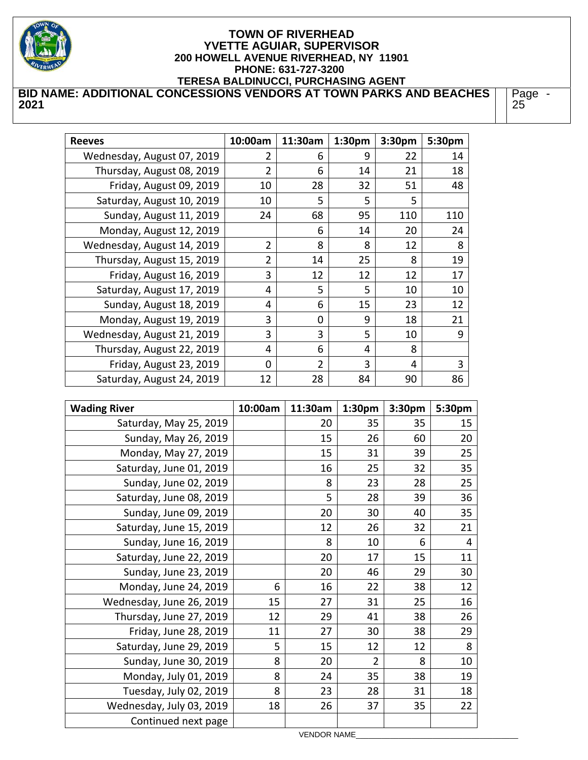**TOWN OF RIVERHEAD**
**YVETTE AGUIAR, SUPERVISOR**
**200 HOWELL AVENUE RIVERHEAD, NY 11901**
**PHONE: 631-727-3200**
**TERESA BALDINUCCI, PURCHASING AGENT**

**BID NAME: ADDITIONAL CONCESSIONS VENDORS AT TOWN PARKS AND BEACHES 2021**

| Reeves | 10:00am | 11:30am | 1:30pm | 3:30pm | 5:30pm |
|---|---|---|---|---|---|
| Wednesday, August 07, 2019 | 2 | 6 | 9 | 22 | 14 |
| Thursday, August 08, 2019 | 2 | 6 | 14 | 21 | 18 |
| Friday, August 09, 2019 | 10 | 28 | 32 | 51 | 48 |
| Saturday, August 10, 2019 | 10 | 5 | 5 | 5 | |
| Sunday, August 11, 2019 | 24 | 68 | 95 | 110 | 110 |
| Monday, August 12, 2019 | | 6 | 14 | 20 | 24 |
| Wednesday, August 14, 2019 | 2 | 8 | 8 | 12 | 8 |
| Thursday, August 15, 2019 | 2 | 14 | 25 | 8 | 19 |
| Friday, August 16, 2019 | 3 | 12 | 12 | 12 | 17 |
| Saturday, August 17, 2019 | 4 | 5 | 5 | 10 | 10 |
| Sunday, August 18, 2019 | 4 | 6 | 15 | 23 | 12 |
| Monday, August 19, 2019 | 3 | 0 | 9 | 18 | 21 |
| Wednesday, August 21, 2019 | 3 | 3 | 5 | 10 | 9 |
| Thursday, August 22, 2019 | 4 | 6 | 4 | 8 | |
| Friday, August 23, 2019 | 0 | 2 | 3 | 4 | 3 |
| Saturday, August 24, 2019 | 12 | 28 | 84 | 90 | 86 |

| Wading River | 10:00am | 11:30am | 1:30pm | 3:30pm | 5:30pm |
|---|---|---|---|---|---|
| Saturday, May 25, 2019 | | 20 | 35 | 35 | 15 |
| Sunday, May 26, 2019 | | 15 | 26 | 60 | 20 |
| Monday, May 27, 2019 | | 15 | 31 | 39 | 25 |
| Saturday, June 01, 2019 | | 16 | 25 | 32 | 35 |
| Sunday, June 02, 2019 | | 8 | 23 | 28 | 25 |
| Saturday, June 08, 2019 | | 5 | 28 | 39 | 36 |
| Sunday, June 09, 2019 | | 20 | 30 | 40 | 35 |
| Saturday, June 15, 2019 | | 12 | 26 | 32 | 21 |
| Sunday, June 16, 2019 | | 8 | 10 | 6 | 4 |
| Saturday, June 22, 2019 | | 20 | 17 | 15 | 11 |
| Sunday, June 23, 2019 | | 20 | 46 | 29 | 30 |
| Monday, June 24, 2019 | 6 | 16 | 22 | 38 | 12 |
| Wednesday, June 26, 2019 | 15 | 27 | 31 | 25 | 16 |
| Thursday, June 27, 2019 | 12 | 29 | 41 | 38 | 26 |
| Friday, June 28, 2019 | 11 | 27 | 30 | 38 | 29 |
| Saturday, June 29, 2019 | 5 | 15 | 12 | 12 | 8 |
| Sunday, June 30, 2019 | 8 | 20 | 2 | 8 | 10 |
| Monday, July 01, 2019 | 8 | 24 | 35 | 38 | 19 |
| Tuesday, July 02, 2019 | 8 | 23 | 28 | 31 | 18 |
| Wednesday, July 03, 2019 | 18 | 26 | 37 | 35 | 22 |
| Continued next page | | | | | |

VENDOR NAME___________________________________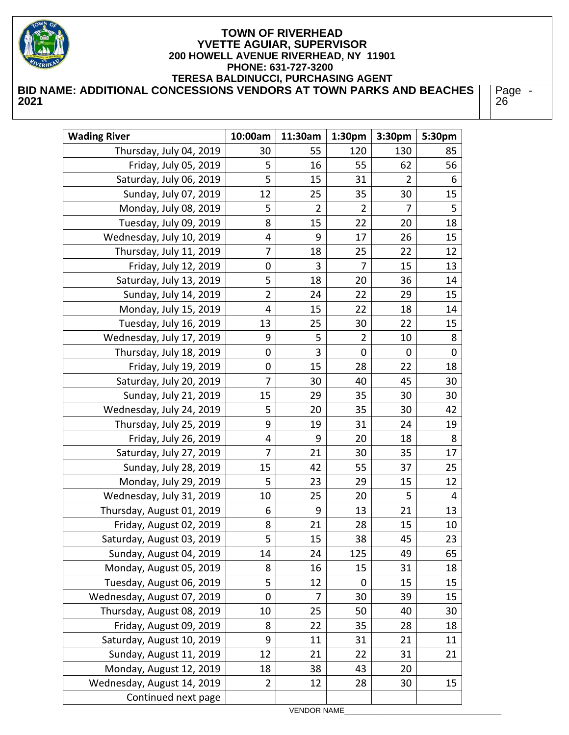TOWN OF RIVERHEAD
YVETTE AGUIAR, SUPERVISOR
200 HOWELL AVENUE RIVERHEAD, NY 11901
PHONE: 631-727-3200
TERESA BALDINUCCI, PURCHASING AGENT

**BID NAME: ADDITIONAL CONCESSIONS VENDORS AT TOWN PARKS AND BEACHES 2021**

| Wading River | 10:00am | 11:30am | 1:30pm | 3:30pm | 5:30pm |
|---|---|---|---|---|---|
| Thursday, July 04, 2019 | 30 | 55 | 120 | 130 | 85 |
| Friday, July 05, 2019 | 5 | 16 | 55 | 62 | 56 |
| Saturday, July 06, 2019 | 5 | 15 | 31 | 2 | 6 |
| Sunday, July 07, 2019 | 12 | 25 | 35 | 30 | 15 |
| Monday, July 08, 2019 | 5 | 2 | 2 | 7 | 5 |
| Tuesday, July 09, 2019 | 8 | 15 | 22 | 20 | 18 |
| Wednesday, July 10, 2019 | 4 | 9 | 17 | 26 | 15 |
| Thursday, July 11, 2019 | 7 | 18 | 25 | 22 | 12 |
| Friday, July 12, 2019 | 0 | 3 | 7 | 15 | 13 |
| Saturday, July 13, 2019 | 5 | 18 | 20 | 36 | 14 |
| Sunday, July 14, 2019 | 2 | 24 | 22 | 29 | 15 |
| Monday, July 15, 2019 | 4 | 15 | 22 | 18 | 14 |
| Tuesday, July 16, 2019 | 13 | 25 | 30 | 22 | 15 |
| Wednesday, July 17, 2019 | 9 | 5 | 2 | 10 | 8 |
| Thursday, July 18, 2019 | 0 | 3 | 0 | 0 | 0 |
| Friday, July 19, 2019 | 0 | 15 | 28 | 22 | 18 |
| Saturday, July 20, 2019 | 7 | 30 | 40 | 45 | 30 |
| Sunday, July 21, 2019 | 15 | 29 | 35 | 30 | 30 |
| Wednesday, July 24, 2019 | 5 | 20 | 35 | 30 | 42 |
| Thursday, July 25, 2019 | 9 | 19 | 31 | 24 | 19 |
| Friday, July 26, 2019 | 4 | 9 | 20 | 18 | 8 |
| Saturday, July 27, 2019 | 7 | 21 | 30 | 35 | 17 |
| Sunday, July 28, 2019 | 15 | 42 | 55 | 37 | 25 |
| Monday, July 29, 2019 | 5 | 23 | 29 | 15 | 12 |
| Wednesday, July 31, 2019 | 10 | 25 | 20 | 5 | 4 |
| Thursday, August 01, 2019 | 6 | 9 | 13 | 21 | 13 |
| Friday, August 02, 2019 | 8 | 21 | 28 | 15 | 10 |
| Saturday, August 03, 2019 | 5 | 15 | 38 | 45 | 23 |
| Sunday, August 04, 2019 | 14 | 24 | 125 | 49 | 65 |
| Monday, August 05, 2019 | 8 | 16 | 15 | 31 | 18 |
| Tuesday, August 06, 2019 | 5 | 12 | 0 | 15 | 15 |
| Wednesday, August 07, 2019 | 0 | 7 | 30 | 39 | 15 |
| Thursday, August 08, 2019 | 10 | 25 | 50 | 40 | 30 |
| Friday, August 09, 2019 | 8 | 22 | 35 | 28 | 18 |
| Saturday, August 10, 2019 | 9 | 11 | 31 | 21 | 11 |
| Sunday, August 11, 2019 | 12 | 21 | 22 | 31 | 21 |
| Monday, August 12, 2019 | 18 | 38 | 43 | 20 | |
| Wednesday, August 14, 2019 | 2 | 12 | 28 | 30 | 15 |
| Continued next page | | | | | |

VENDOR NAME_________________________________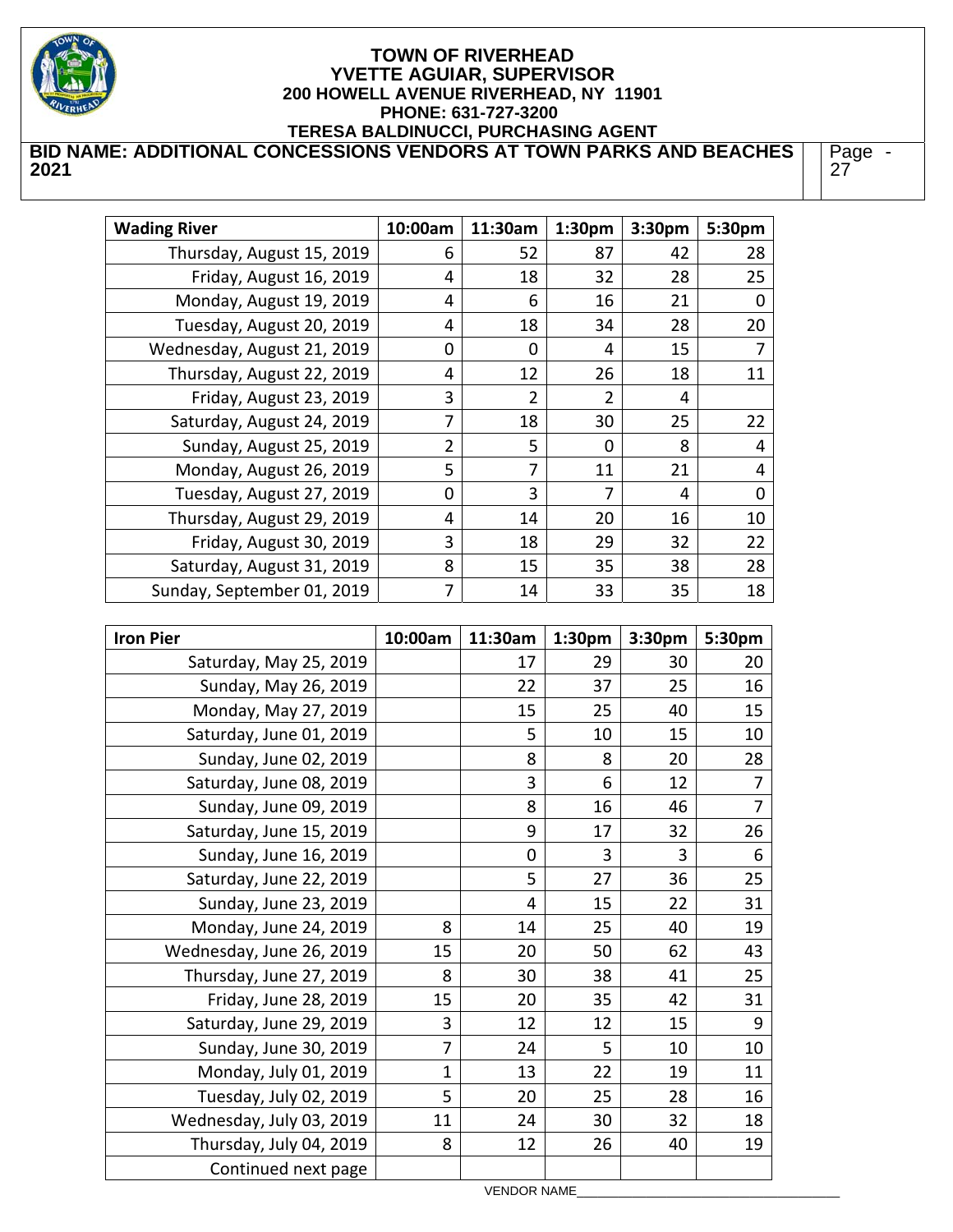**TOWN OF RIVERHEAD**
**YVETTE AGUIAR, SUPERVISOR**
**200 HOWELL AVENUE RIVERHEAD, NY 11901**
**PHONE: 631-727-3200**
**TERESA BALDINUCCI, PURCHASING AGENT**

**BID NAME: ADDITIONAL CONCESSIONS VENDORS AT TOWN PARKS AND BEACHES 2021**

| Wading River | 10:00am | 11:30am | 1:30pm | 3:30pm | 5:30pm |
|---|---|---|---|---|---|
| Thursday, August 15, 2019 | 6 | 52 | 87 | 42 | 28 |
| Friday, August 16, 2019 | 4 | 18 | 32 | 28 | 25 |
| Monday, August 19, 2019 | 4 | 6 | 16 | 21 | 0 |
| Tuesday, August 20, 2019 | 4 | 18 | 34 | 28 | 20 |
| Wednesday, August 21, 2019 | 0 | 0 | 4 | 15 | 7 |
| Thursday, August 22, 2019 | 4 | 12 | 26 | 18 | 11 |
| Friday, August 23, 2019 | 3 | 2 | 2 | 4 | |
| Saturday, August 24, 2019 | 7 | 18 | 30 | 25 | 22 |
| Sunday, August 25, 2019 | 2 | 5 | 0 | 8 | 4 |
| Monday, August 26, 2019 | 5 | 7 | 11 | 21 | 4 |
| Tuesday, August 27, 2019 | 0 | 3 | 7 | 4 | 0 |
| Thursday, August 29, 2019 | 4 | 14 | 20 | 16 | 10 |
| Friday, August 30, 2019 | 3 | 18 | 29 | 32 | 22 |
| Saturday, August 31, 2019 | 8 | 15 | 35 | 38 | 28 |
| Sunday, September 01, 2019 | 7 | 14 | 33 | 35 | 18 |

| Iron Pier | 10:00am | 11:30am | 1:30pm | 3:30pm | 5:30pm |
|---|---|---|---|---|---|
| Saturday, May 25, 2019 | | 17 | 29 | 30 | 20 |
| Sunday, May 26, 2019 | | 22 | 37 | 25 | 16 |
| Monday, May 27, 2019 | | 15 | 25 | 40 | 15 |
| Saturday, June 01, 2019 | | 5 | 10 | 15 | 10 |
| Sunday, June 02, 2019 | | 8 | 8 | 20 | 28 |
| Saturday, June 08, 2019 | | 3 | 6 | 12 | 7 |
| Sunday, June 09, 2019 | | 8 | 16 | 46 | 7 |
| Saturday, June 15, 2019 | | 9 | 17 | 32 | 26 |
| Sunday, June 16, 2019 | | 0 | 3 | 3 | 6 |
| Saturday, June 22, 2019 | | 5 | 27 | 36 | 25 |
| Sunday, June 23, 2019 | | 4 | 15 | 22 | 31 |
| Monday, June 24, 2019 | 8 | 14 | 25 | 40 | 19 |
| Wednesday, June 26, 2019 | 15 | 20 | 50 | 62 | 43 |
| Thursday, June 27, 2019 | 8 | 30 | 38 | 41 | 25 |
| Friday, June 28, 2019 | 15 | 20 | 35 | 42 | 31 |
| Saturday, June 29, 2019 | 3 | 12 | 12 | 15 | 9 |
| Sunday, June 30, 2019 | 7 | 24 | 5 | 10 | 10 |
| Monday, July 01, 2019 | 1 | 13 | 22 | 19 | 11 |
| Tuesday, July 02, 2019 | 5 | 20 | 25 | 28 | 16 |
| Wednesday, July 03, 2019 | 11 | 24 | 30 | 32 | 18 |
| Thursday, July 04, 2019 | 8 | 12 | 26 | 40 | 19 |
| Continued next page | | | | | |

VENDOR NAME___________________________________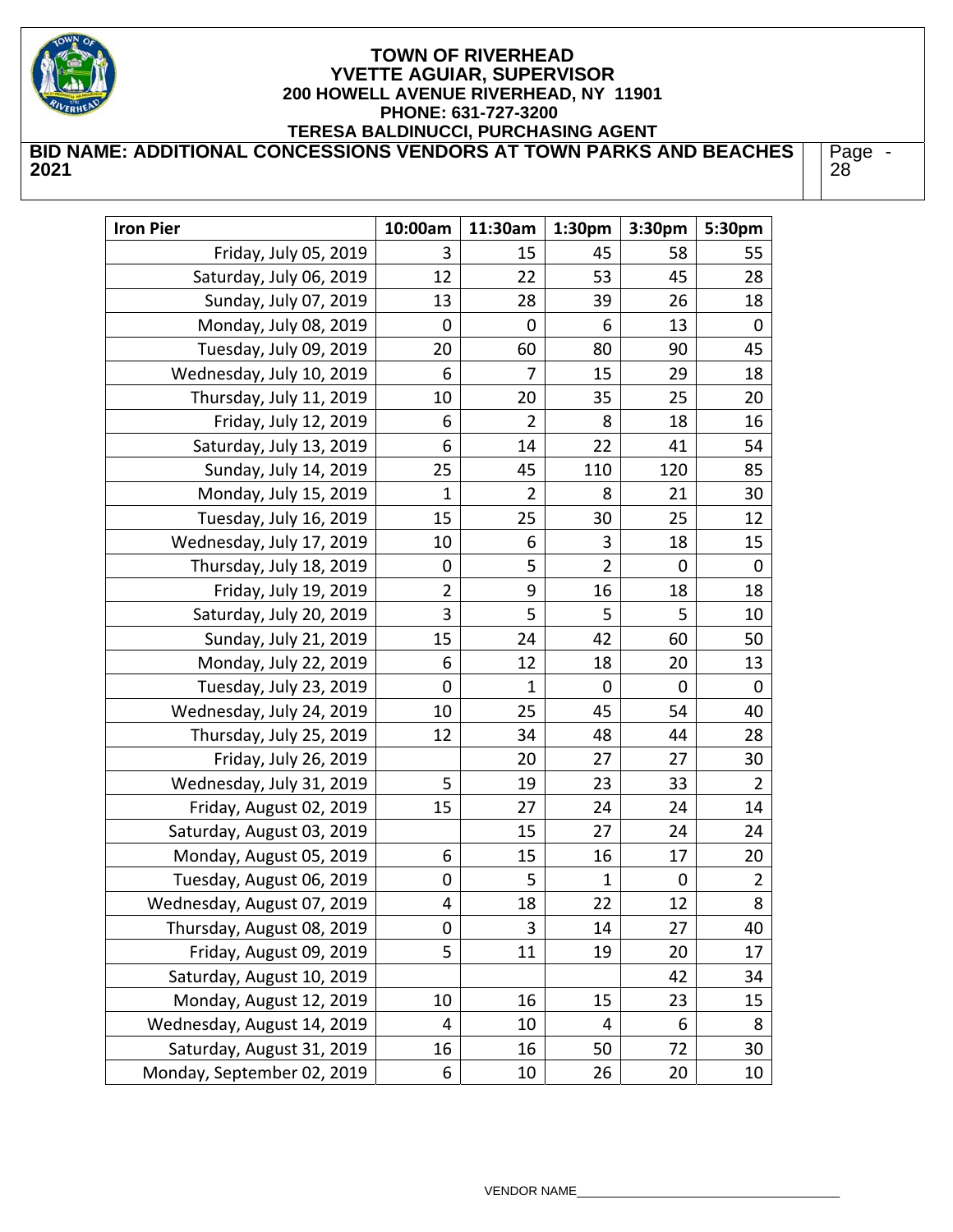| Iron Pier | 10:00am | 11:30am | 1:30pm | 3:30pm | 5:30pm |
|---|---|---|---|---|---|
| Friday, July 05, 2019 | 3 | 15 | 45 | 58 | 55 |
| Saturday, July 06, 2019 | 12 | 22 | 53 | 45 | 28 |
| Sunday, July 07, 2019 | 13 | 28 | 39 | 26 | 18 |
| Monday, July 08, 2019 | 0 | 0 | 6 | 13 | 0 |
| Tuesday, July 09, 2019 | 20 | 60 | 80 | 90 | 45 |
| Wednesday, July 10, 2019 | 6 | 7 | 15 | 29 | 18 |
| Thursday, July 11, 2019 | 10 | 20 | 35 | 25 | 20 |
| Friday, July 12, 2019 | 6 | 2 | 8 | 18 | 16 |
| Saturday, July 13, 2019 | 6 | 14 | 22 | 41 | 54 |
| Sunday, July 14, 2019 | 25 | 45 | 110 | 120 | 85 |
| Monday, July 15, 2019 | 1 | 2 | 8 | 21 | 30 |
| Tuesday, July 16, 2019 | 15 | 25 | 30 | 25 | 12 |
| Wednesday, July 17, 2019 | 10 | 6 | 3 | 18 | 15 |
| Thursday, July 18, 2019 | 0 | 5 | 2 | 0 | 0 |
| Friday, July 19, 2019 | 2 | 9 | 16 | 18 | 18 |
| Saturday, July 20, 2019 | 3 | 5 | 5 | 5 | 10 |
| Sunday, July 21, 2019 | 15 | 24 | 42 | 60 | 50 |
| Monday, July 22, 2019 | 6 | 12 | 18 | 20 | 13 |
| Tuesday, July 23, 2019 | 0 | 1 | 0 | 0 | 0 |
| Wednesday, July 24, 2019 | 10 | 25 | 45 | 54 | 40 |
| Thursday, July 25, 2019 | 12 | 34 | 48 | 44 | 28 |
| Friday, July 26, 2019 | | 20 | 27 | 27 | 30 |
| Wednesday, July 31, 2019 | 5 | 19 | 23 | 33 | 2 |
| Friday, August 02, 2019 | 15 | 27 | 24 | 24 | 14 |
| Saturday, August 03, 2019 | | 15 | 27 | 24 | 24 |
| Monday, August 05, 2019 | 6 | 15 | 16 | 17 | 20 |
| Tuesday, August 06, 2019 | 0 | 5 | 1 | 0 | 2 |
| Wednesday, August 07, 2019 | 4 | 18 | 22 | 12 | 8 |
| Thursday, August 08, 2019 | 0 | 3 | 14 | 27 | 40 |
| Friday, August 09, 2019 | 5 | 11 | 19 | 20 | 17 |
| Saturday, August 10, 2019 | | | | 42 | 34 |
| Monday, August 12, 2019 | 10 | 16 | 15 | 23 | 15 |
| Wednesday, August 14, 2019 | 4 | 10 | 4 | 6 | 8 |
| Saturday, August 31, 2019 | 16 | 16 | 50 | 72 | 30 |
| Monday, September 02, 2019 | 6 | 10 | 26 | 20 | 10 |

VENDOR NAME_________________________________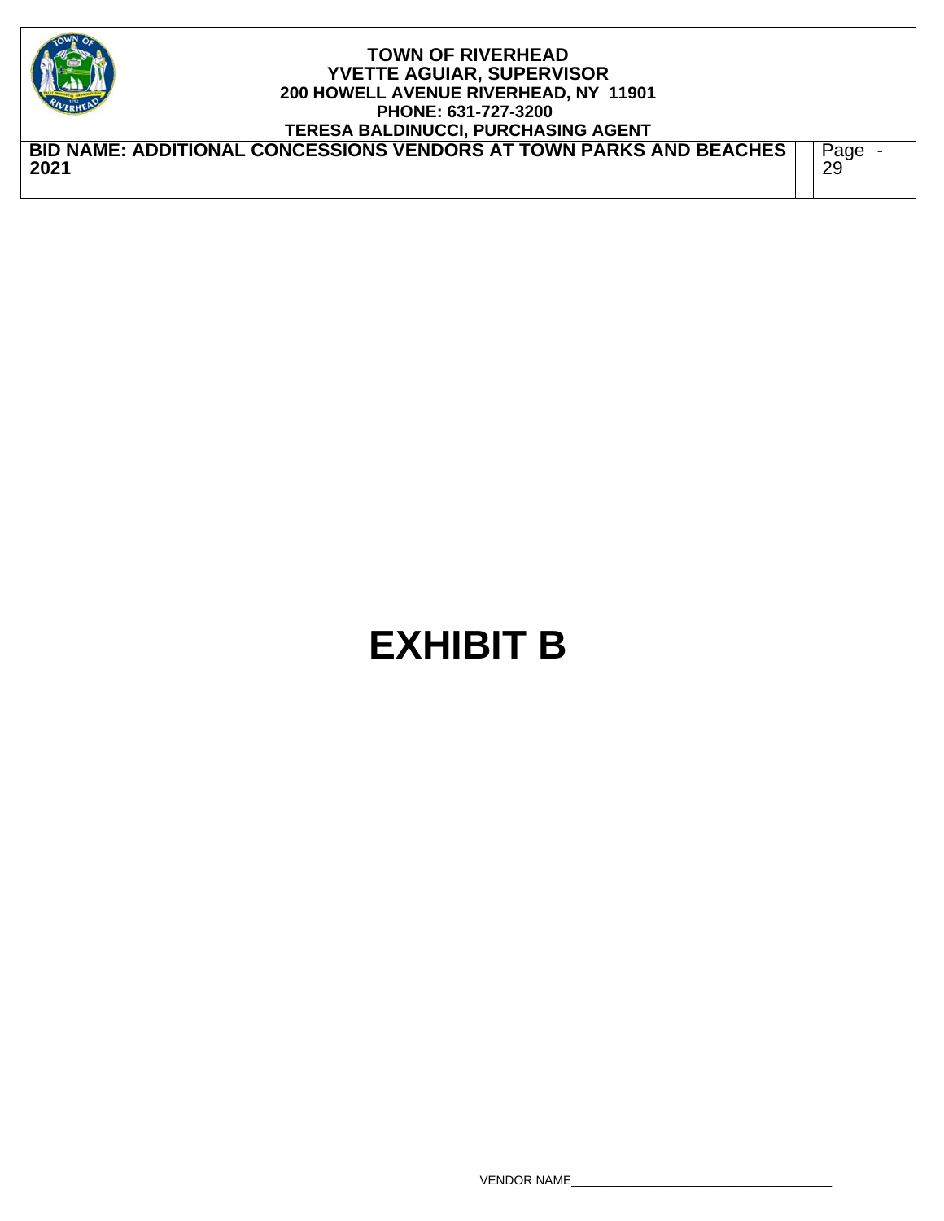# EXHIBIT B

VENDOR NAME_____________________________________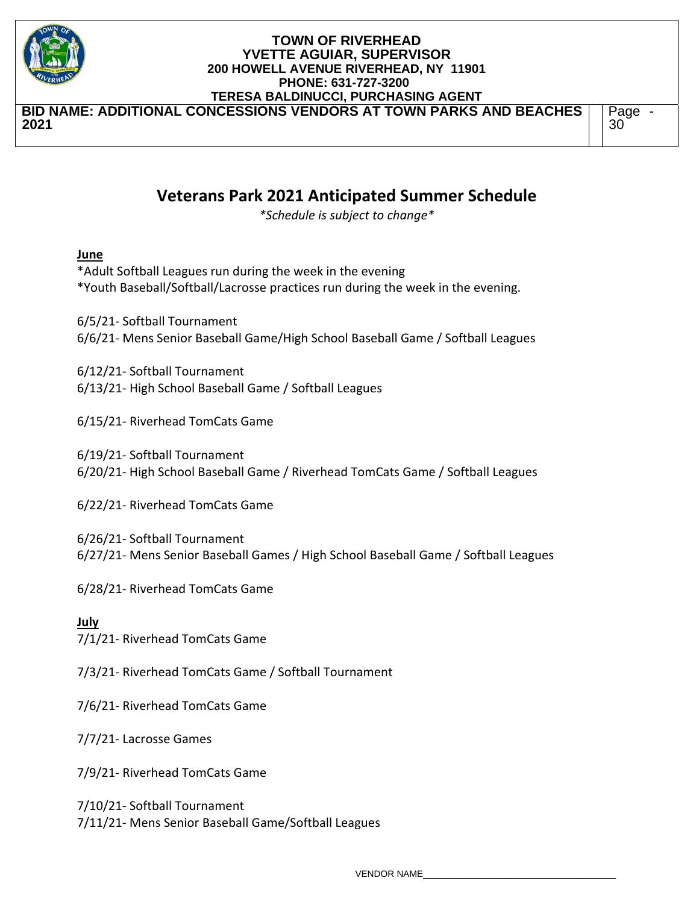# Veterans Park 2021 Anticipated Summer Schedule

*\*Schedule is subject to change\**

**June**

*Adult Softball Leagues run during the week in the evening
*Youth Baseball/Softball/Lacrosse practices run during the week in the evening.

6/5/21- Softball Tournament
6/6/21- Mens Senior Baseball Game/High School Baseball Game / Softball Leagues

6/12/21- Softball Tournament
6/13/21- High School Baseball Game / Softball Leagues

6/15/21- Riverhead TomCats Game

6/19/21- Softball Tournament
6/20/21- High School Baseball Game / Riverhead TomCats Game / Softball Leagues

6/22/21- Riverhead TomCats Game

6/26/21- Softball Tournament
6/27/21- Mens Senior Baseball Games / High School Baseball Game / Softball Leagues

6/28/21- Riverhead TomCats Game

**July**

7/1/21- Riverhead TomCats Game

7/3/21- Riverhead TomCats Game / Softball Tournament

7/6/21- Riverhead TomCats Game

7/7/21- Lacrosse Games

7/9/21- Riverhead TomCats Game

7/10/21- Softball Tournament
7/11/21- Mens Senior Baseball Game/Softball Leagues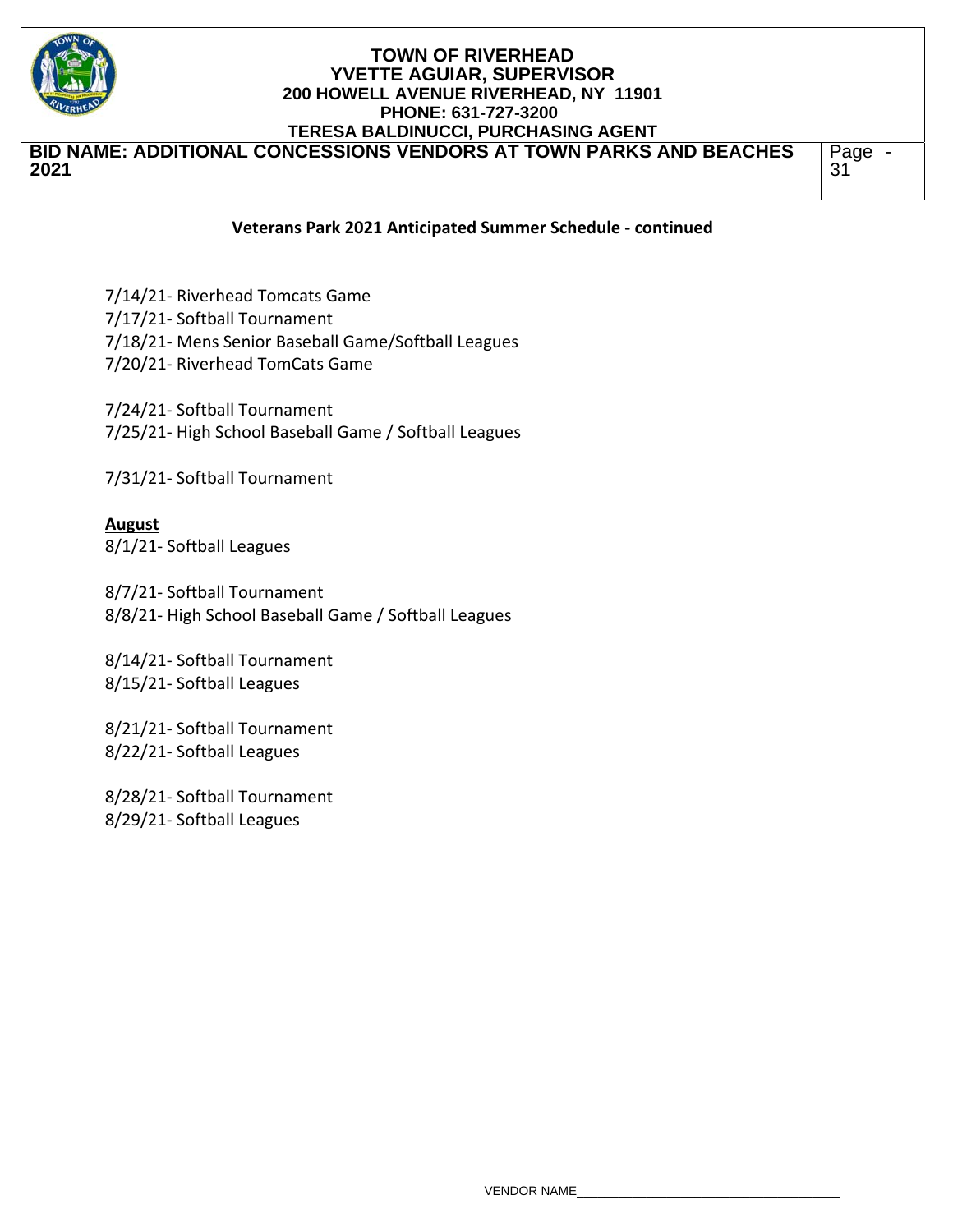**Veterans Park 2021 Anticipated Summer Schedule - continued**

7/14/21- Riverhead Tomcats Game
7/17/21- Softball Tournament
7/18/21- Mens Senior Baseball Game/Softball Leagues
7/20/21- Riverhead TomCats Game

7/24/21- Softball Tournament
7/25/21- High School Baseball Game / Softball Leagues

7/31/21- Softball Tournament

**August**
8/1/21- Softball Leagues

8/7/21- Softball Tournament
8/8/21- High School Baseball Game / Softball Leagues

8/14/21- Softball Tournament
8/15/21- Softball Leagues

8/21/21- Softball Tournament
8/22/21- Softball Leagues

8/28/21- Softball Tournament
8/29/21- Softball Leagues

VENDOR NAME_____________________________________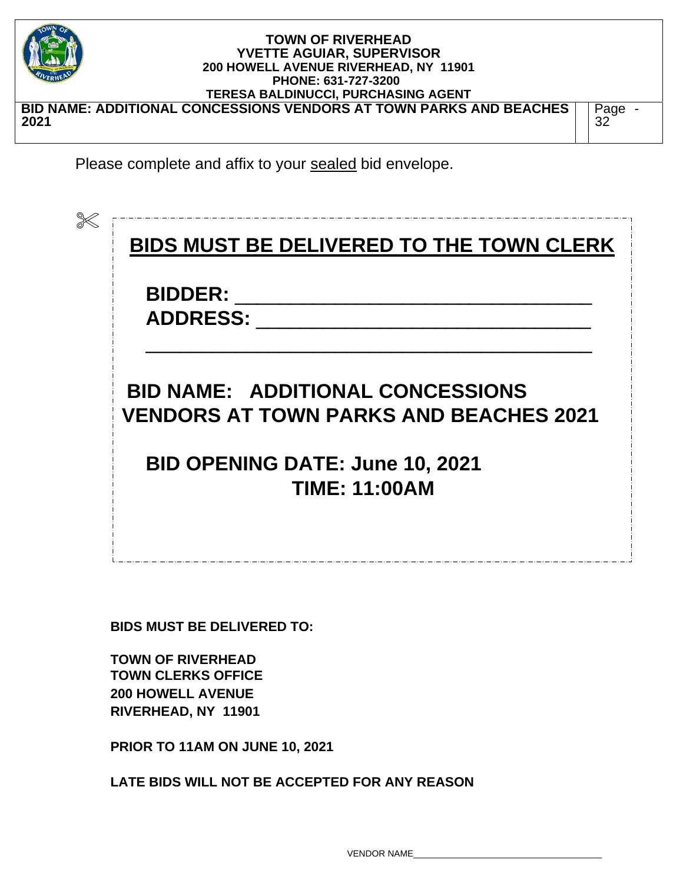Please complete and affix to your sealed bid envelope.

## BIDS MUST BE DELIVERED TO THE TOWN CLERK

**BIDDER:** ________________________________

**ADDRESS:** ______________________________

__________________________________________

**BID NAME: ADDITIONAL CONCESSIONS VENDORS AT TOWN PARKS AND BEACHES 2021**

**BID OPENING DATE: June 10, 2021**
**TIME: 11:00AM**

**BIDS MUST BE DELIVERED TO:**

**TOWN OF RIVERHEAD**
**TOWN CLERKS OFFICE**
**200 HOWELL AVENUE**
**RIVERHEAD, NY 11901**

**PRIOR TO 11AM ON JUNE 10, 2021**

**LATE BIDS WILL NOT BE ACCEPTED FOR ANY REASON**

VENDOR NAME______________________________